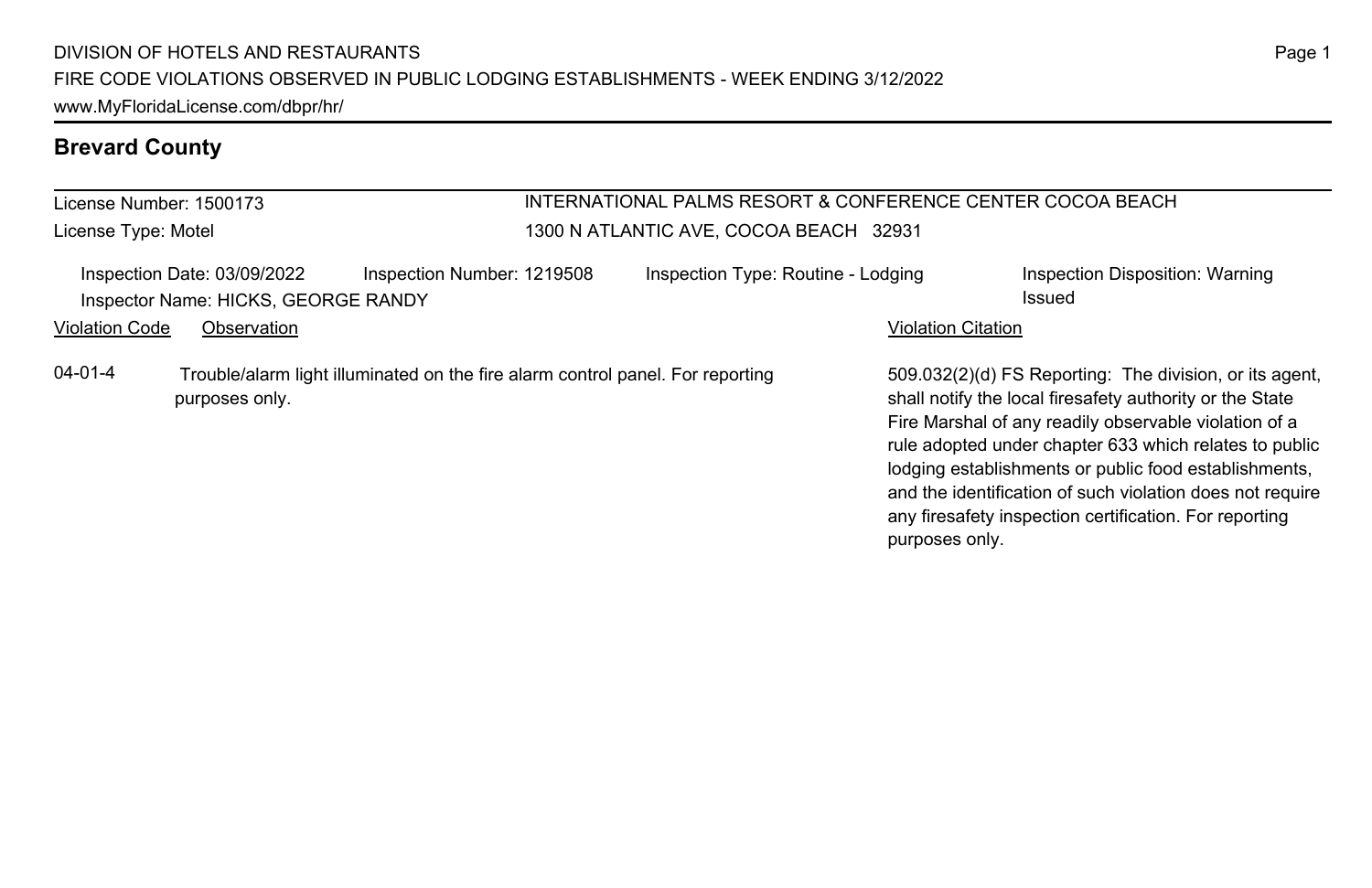# DIVISION OF HOTELS AND RESTAURANTS

FIRE CODE VIOLATIONS OBSERVED IN PUBLIC LODGING ESTABLISHMENTS - WEEK ENDING 3/12/2022

www.MyFloridaLicense.com/dbpr/hr/

## Brevard County

License Number: 1500173
License Type: Motel

INTERNATIONAL PALMS RESORT & CONFERENCE CENTER COCOA BEACH
1300 N ATLANTIC AVE, COCOA BEACH 32931

Inspection Date: 03/09/2022
Inspection Number: 1219508
Inspection Type: Routine - Lodging
Inspection Disposition: Warning Issued
Inspector Name: HICKS, GEORGE RANDY

| Violation Code | Observation | Violation Citation |
|---|---|---|
| 04-01-4 | Trouble/alarm light illuminated on the fire alarm control panel. For reporting purposes only. | 509.032(2)(d) FS Reporting: The division, or its agent, shall notify the local firesafety authority or the State Fire Marshal of any readily observable violation of a rule adopted under chapter 633 which relates to public lodging establishments or public food establishments, and the identification of such violation does not require any firesafety inspection certification. For reporting purposes only. |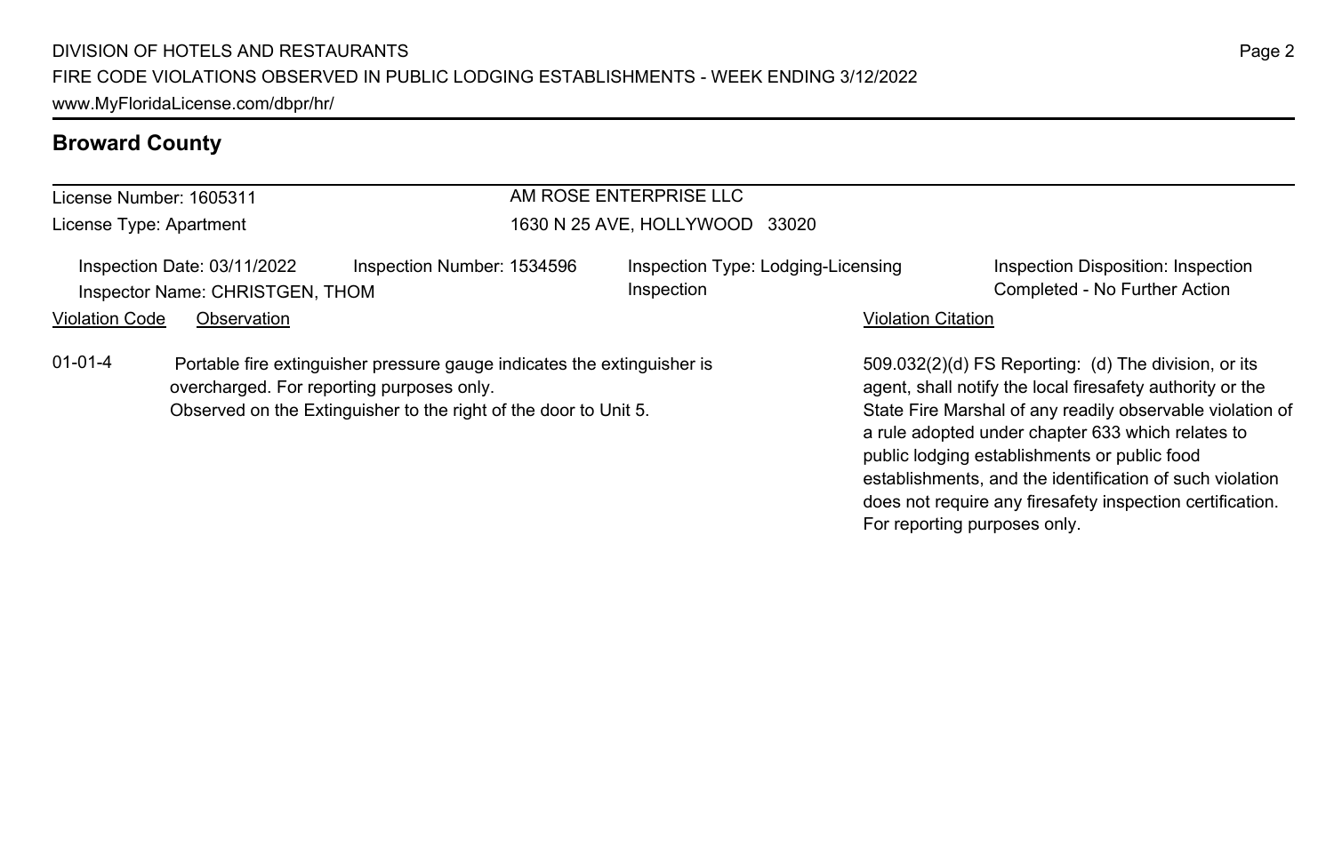## Broward County

License Number: 1605311
License Type: Apartment

AM ROSE ENTERPRISE LLC
1630 N 25 AVE, HOLLYWOOD 33020

Inspection Date: 03/11/2022
Inspector Name: CHRISTGEN, THOM
Inspection Number: 1534596
Inspection Type: Lodging-Licensing Inspection
Inspection Disposition: Inspection Completed - No Further Action

| Violation Code | Observation | Violation Citation |
|---|---|---|
| 01-01-4 | Portable fire extinguisher pressure gauge indicates the extinguisher is overcharged. For reporting purposes only. Observed on the Extinguisher to the right of the door to Unit 5. | 509.032(2)(d) FS Reporting: (d) The division, or its agent, shall notify the local firesafety authority or the State Fire Marshal of any readily observable violation of a rule adopted under chapter 633 which relates to public lodging establishments or public food establishments, and the identification of such violation does not require any firesafety inspection certification. For reporting purposes only. |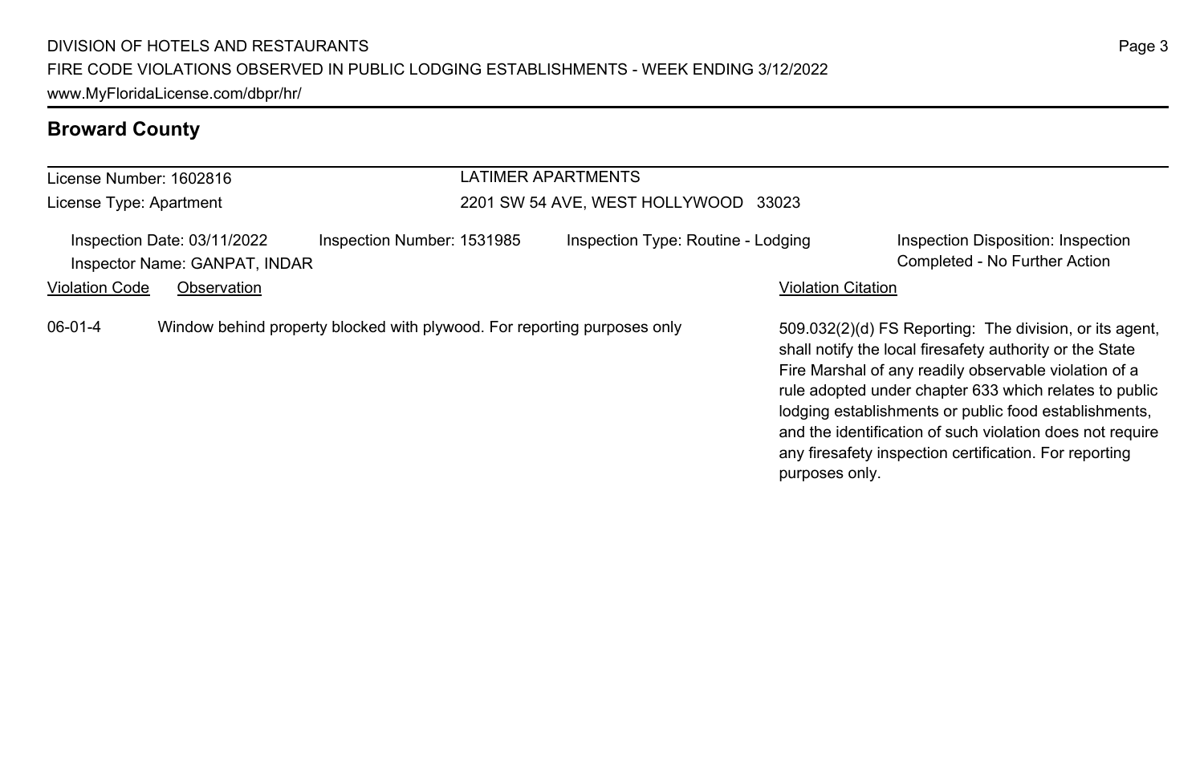## Broward County

| License Number: 1602816 | LATIMER APARTMENTS |
| --- | --- |
| License Type: Apartment | 2201 SW 54 AVE, WEST HOLLYWOOD 33023 |

Inspection Date: 03/11/2022 | Inspection Number: 1531985 | Inspection Type: Routine - Lodging | Inspection Disposition: Inspection Completed - No Further Action

Inspector Name: GANPAT, INDAR

| Violation Code | Observation | Violation Citation |
| --- | --- | --- |
| 06-01-4 | Window behind property blocked with plywood. For reporting purposes only | 509.032(2)(d) FS Reporting: The division, or its agent, shall notify the local firesafety authority or the State Fire Marshal of any readily observable violation of a rule adopted under chapter 633 which relates to public lodging establishments or public food establishments, and the identification of such violation does not require any firesafety inspection certification. For reporting purposes only. |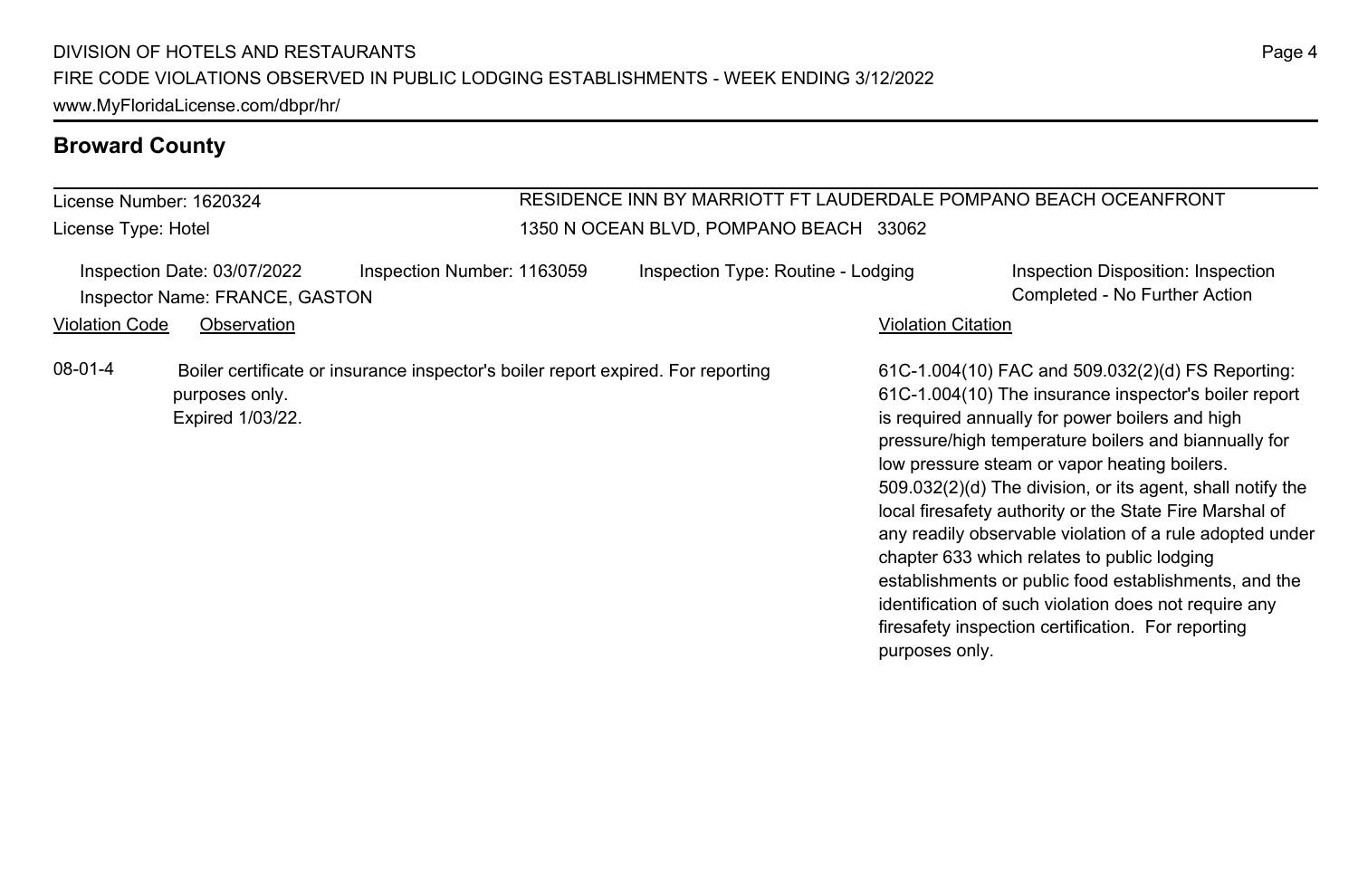## Broward County

License Number: 1620324

License Type: Hotel

RESIDENCE INN BY MARRIOTT FT LAUDERDALE POMPANO BEACH OCEANFRONT

1350 N OCEAN BLVD, POMPANO BEACH 33062

Inspection Date: 03/07/2022 | Inspection Number: 1163059 | Inspection Type: Routine - Lodging | Inspection Disposition: Inspection Completed - No Further Action

Inspector Name: FRANCE, GASTON

| Violation Code | Observation | Violation Citation |
| --- | --- | --- |
| 08-01-4 | Boiler certificate or insurance inspector's boiler report expired. For reporting purposes only. Expired 1/03/22. | 61C-1.004(10) FAC and 509.032(2)(d) FS Reporting: 61C-1.004(10) The insurance inspector's boiler report is required annually for power boilers and high pressure/high temperature boilers and biannually for low pressure steam or vapor heating boilers. 509.032(2)(d) The division, or its agent, shall notify the local firesafety authority or the State Fire Marshal of any readily observable violation of a rule adopted under chapter 633 which relates to public lodging establishments or public food establishments, and the identification of such violation does not require any firesafety inspection certification. For reporting purposes only. |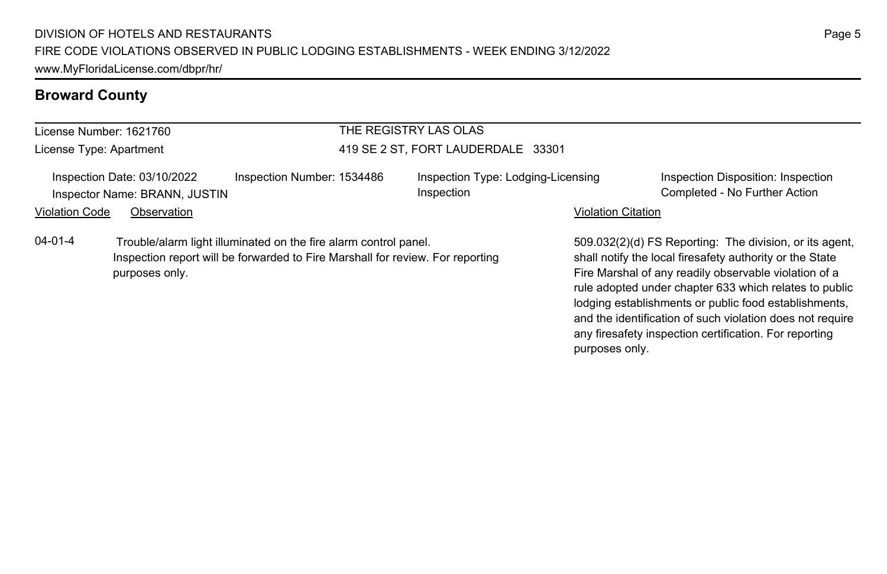## Broward County

License Number: 1621760

License Type: Apartment

THE REGISTRY LAS OLAS

419 SE 2 ST, FORT LAUDERDALE 33301

Inspection Date: 03/10/2022

Inspector Name: BRANN, JUSTIN

Inspection Number: 1534486

Inspection Type: Lodging-Licensing Inspection

Inspection Disposition: Inspection Completed - No Further Action

| Violation Code | Observation | Violation Citation |
| --- | --- | --- |
| 04-01-4 | Trouble/alarm light illuminated on the fire alarm control panel. Inspection report will be forwarded to Fire Marshall for review. For reporting purposes only. | 509.032(2)(d) FS Reporting: The division, or its agent, shall notify the local firesafety authority or the State Fire Marshal of any readily observable violation of a rule adopted under chapter 633 which relates to public lodging establishments or public food establishments, and the identification of such violation does not require any firesafety inspection certification. For reporting purposes only. |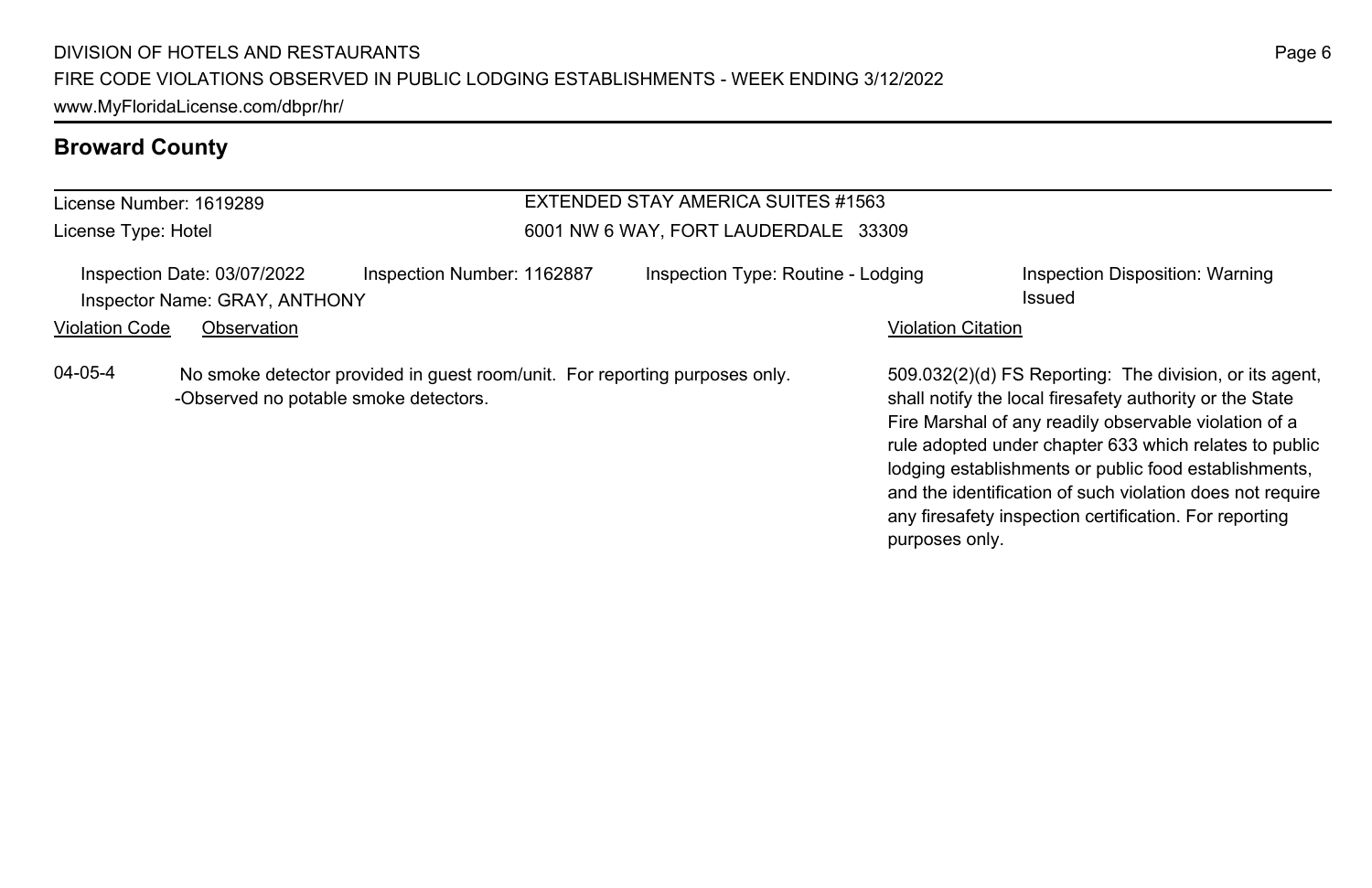## Broward County

License Number: 1619289
License Type: Hotel

EXTENDED STAY AMERICA SUITES #1563
6001 NW 6 WAY, FORT LAUDERDALE 33309

Inspection Date: 03/07/2022 | Inspection Number: 1162887 | Inspection Type: Routine - Lodging | Inspection Disposition: Warning Issued
Inspector Name: GRAY, ANTHONY

| Violation Code | Observation | Violation Citation |
|---|---|---|
| 04-05-4 | No smoke detector provided in guest room/unit. For reporting purposes only. -Observed no potable smoke detectors. | 509.032(2)(d) FS Reporting: The division, or its agent, shall notify the local firesafety authority or the State Fire Marshal of any readily observable violation of a rule adopted under chapter 633 which relates to public lodging establishments or public food establishments, and the identification of such violation does not require any firesafety inspection certification. For reporting purposes only. |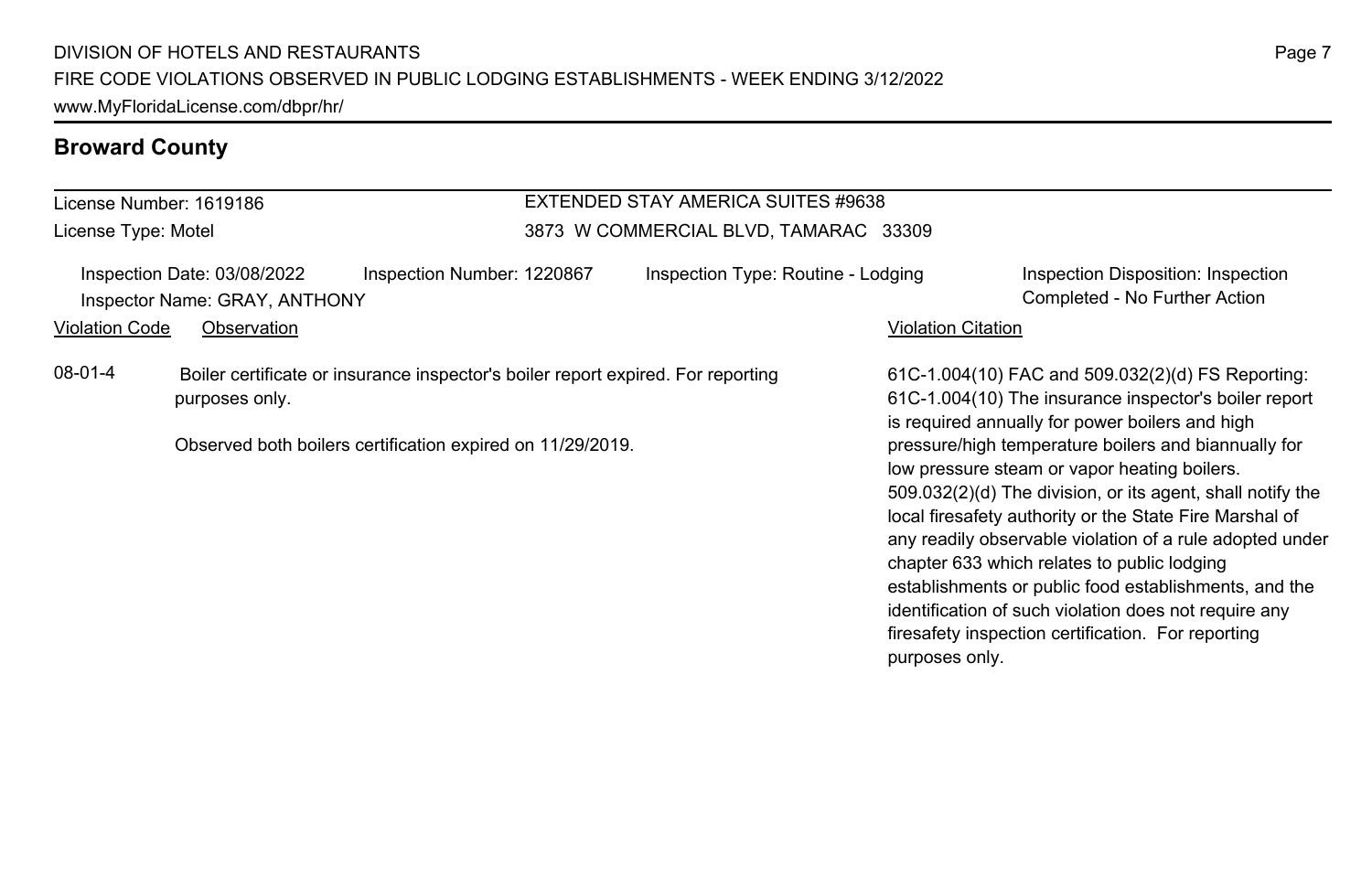## Broward County

License Number: 1619186

License Type: Motel

**EXTENDED STAY AMERICA SUITES #9638**

3873 W COMMERCIAL BLVD, TAMARAC 33309

Inspection Date: 03/08/2022 | Inspection Number: 1220867 | Inspection Type: Routine - Lodging | Inspection Disposition: Inspection Completed - No Further Action

Inspector Name: GRAY, ANTHONY

| Violation Code | Observation | Violation Citation |
|---|---|---|
| 08-01-4 | Boiler certificate or insurance inspector's boiler report expired. For reporting purposes only.<br><br>Observed both boilers certification expired on 11/29/2019. | 61C-1.004(10) FAC and 509.032(2)(d) FS Reporting: 61C-1.004(10) The insurance inspector's boiler report is required annually for power boilers and high pressure/high temperature boilers and biannually for low pressure steam or vapor heating boilers. 509.032(2)(d) The division, or its agent, shall notify the local firesafety authority or the State Fire Marshal of any readily observable violation of a rule adopted under chapter 633 which relates to public lodging establishments or public food establishments, and the identification of such violation does not require any firesafety inspection certification. For reporting purposes only. |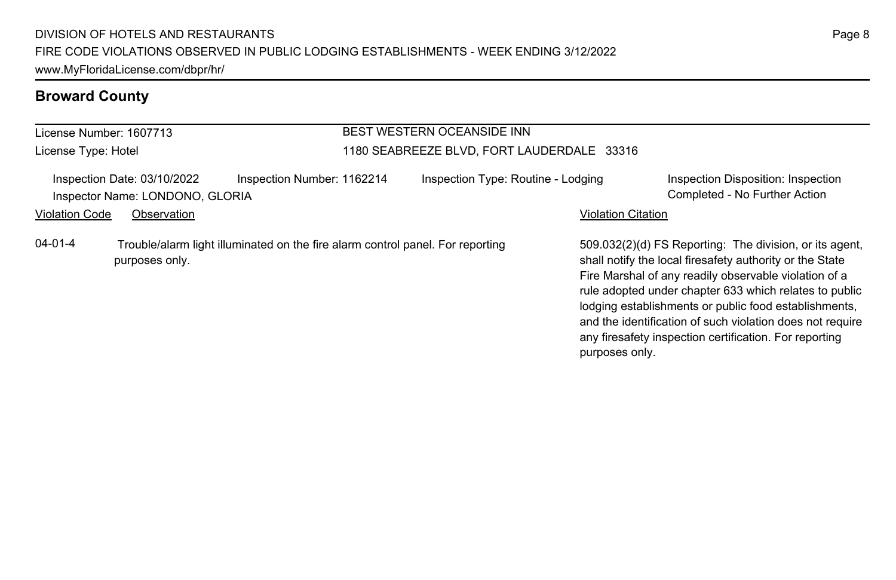## Broward County

| License Number: 1607713 | BEST WESTERN OCEANSIDE INN |
|---|---|
| License Type: Hotel | 1180 SEABREEZE BLVD, FORT LAUDERDALE 33316 |

Inspection Date: 03/10/2022 | Inspection Number: 1162214 | Inspection Type: Routine - Lodging | Inspection Disposition: Inspection Completed - No Further Action

Inspector Name: LONDONO, GLORIA

| Violation Code | Observation | Violation Citation |
|---|---|---|
| 04-01-4 | Trouble/alarm light illuminated on the fire alarm control panel. For reporting purposes only. | 509.032(2)(d) FS Reporting: The division, or its agent, shall notify the local firesafety authority or the State Fire Marshal of any readily observable violation of a rule adopted under chapter 633 which relates to public lodging establishments or public food establishments, and the identification of such violation does not require any firesafety inspection certification. For reporting purposes only. |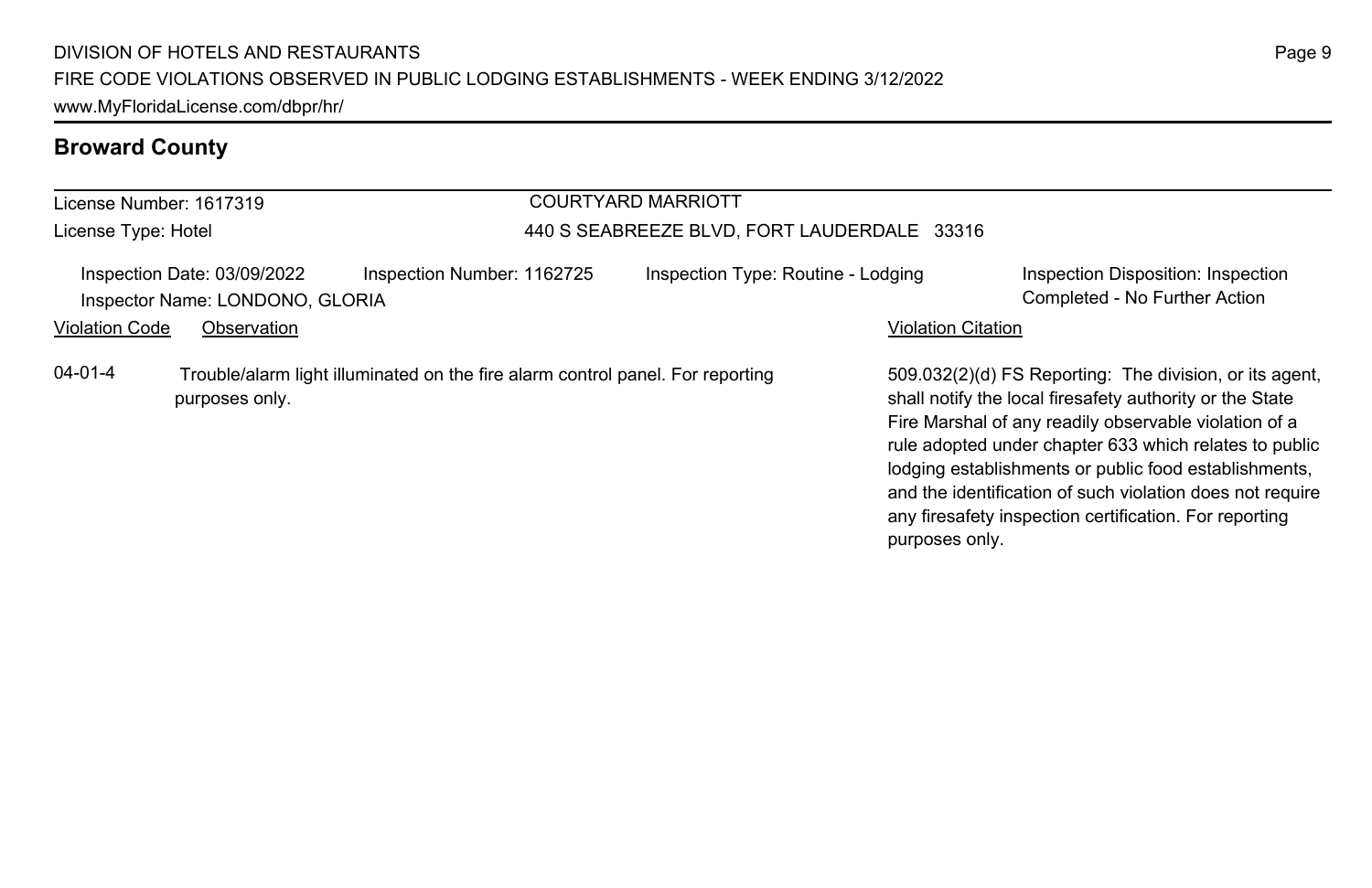## Broward County

**License Number:** 1617319
**License Type:** Hotel

**COURTYARD MARRIOTT**
440 S SEABREEZE BLVD, FORT LAUDERDALE 33316

Inspection Date: 03/09/2022
Inspector Name: LONDONO, GLORIA
Inspection Number: 1162725
Inspection Type: Routine - Lodging
Inspection Disposition: Inspection Completed - No Further Action

| Violation Code | Observation | Violation Citation |
| --- | --- | --- |
| 04-01-4 | Trouble/alarm light illuminated on the fire alarm control panel. For reporting purposes only. | 509.032(2)(d) FS Reporting: The division, or its agent, shall notify the local firesafety authority or the State Fire Marshal of any readily observable violation of a rule adopted under chapter 633 which relates to public lodging establishments or public food establishments, and the identification of such violation does not require any firesafety inspection certification. For reporting purposes only. |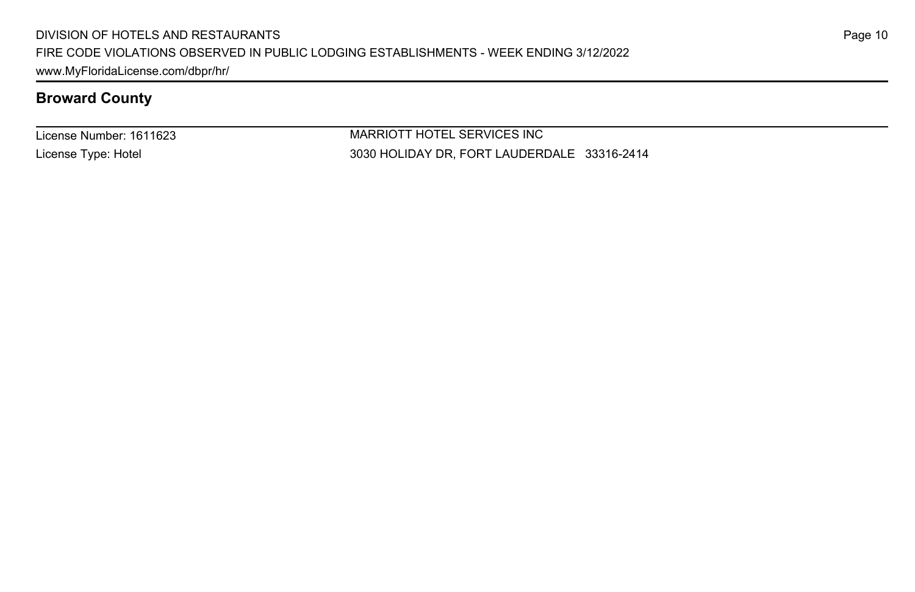## Broward County

| License Number: 1611623 | MARRIOTT HOTEL SERVICES INC |
| --- | --- |
| License Type: Hotel | 3030 HOLIDAY DR, FORT LAUDERDALE 33316-2414 |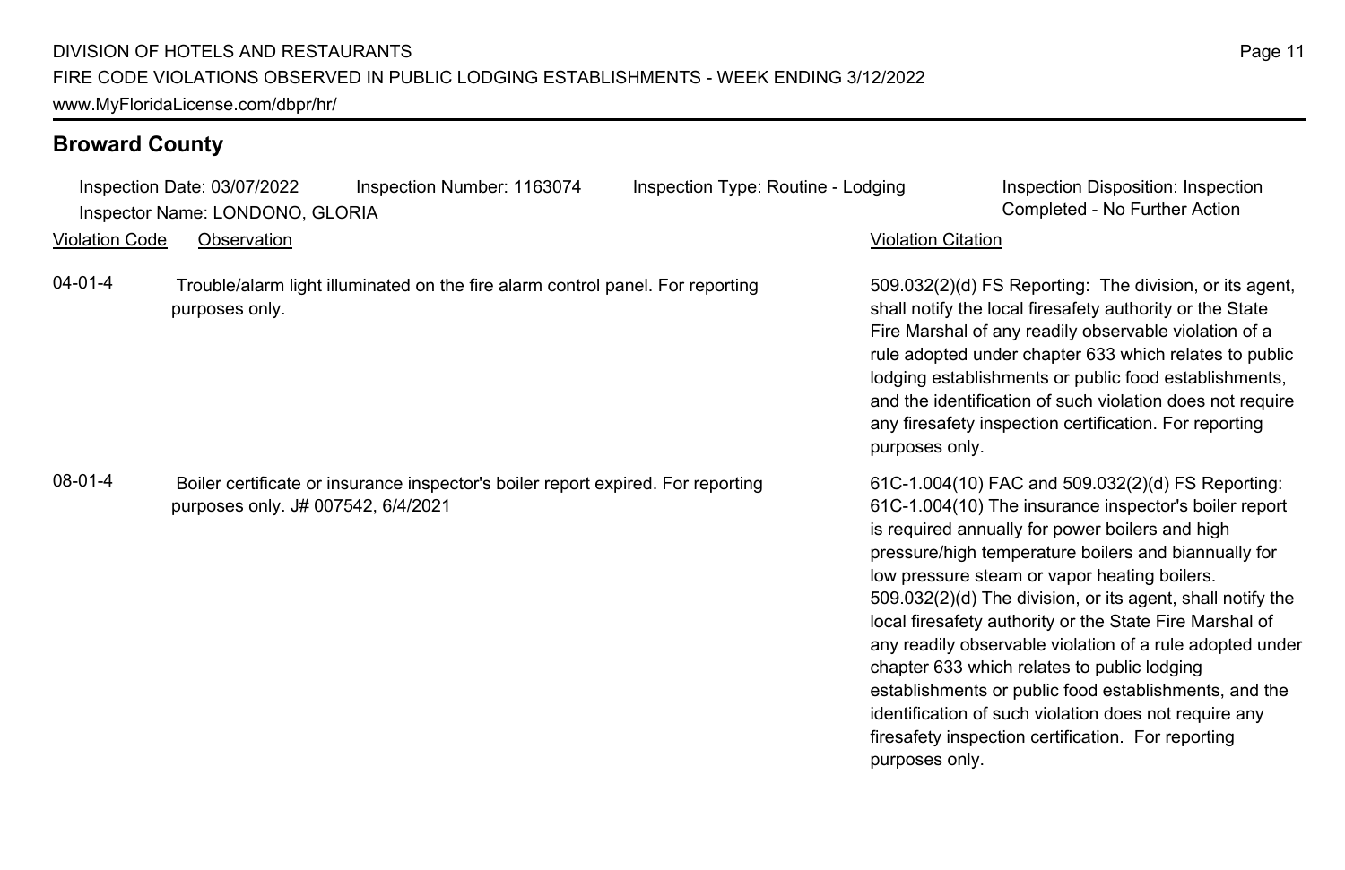## Broward County

Inspection Date: 03/07/2022 Inspection Number: 1163074 Inspection Type: Routine - Lodging Inspection Disposition: Inspection Completed - No Further Action

Inspector Name: LONDONO, GLORIA

| Violation Code | Observation | Violation Citation |
| --- | --- | --- |
| 04-01-4 | Trouble/alarm light illuminated on the fire alarm control panel. For reporting purposes only. | 509.032(2)(d) FS Reporting: The division, or its agent, shall notify the local firesafety authority or the State Fire Marshal of any readily observable violation of a rule adopted under chapter 633 which relates to public lodging establishments or public food establishments, and the identification of such violation does not require any firesafety inspection certification. For reporting purposes only. |
| 08-01-4 | Boiler certificate or insurance inspector's boiler report expired. For reporting purposes only. J# 007542, 6/4/2021 | 61C-1.004(10) FAC and 509.032(2)(d) FS Reporting: 61C-1.004(10) The insurance inspector's boiler report is required annually for power boilers and high pressure/high temperature boilers and biannually for low pressure steam or vapor heating boilers. 509.032(2)(d) The division, or its agent, shall notify the local firesafety authority or the State Fire Marshal of any readily observable violation of a rule adopted under chapter 633 which relates to public lodging establishments or public food establishments, and the identification of such violation does not require any firesafety inspection certification. For reporting purposes only. |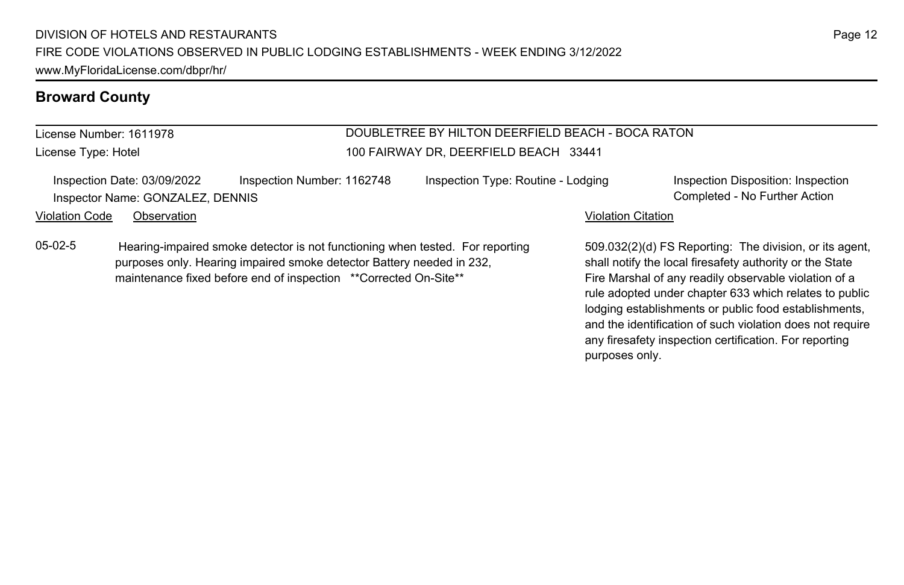## Broward County

License Number: 1611978
License Type: Hotel

DOUBLETREE BY HILTON DEERFIELD BEACH - BOCA RATON
100 FAIRWAY DR, DEERFIELD BEACH 33441

Inspection Date: 03/09/2022
Inspector Name: GONZALEZ, DENNIS
Inspection Number: 1162748
Inspection Type: Routine - Lodging
Inspection Disposition: Inspection Completed - No Further Action

| Violation Code | Observation | Violation Citation |
|---|---|---|
| 05-02-5 | Hearing-impaired smoke detector is not functioning when tested. For reporting purposes only. Hearing impaired smoke detector Battery needed in 232, maintenance fixed before end of inspection **Corrected On-Site** | 509.032(2)(d) FS Reporting: The division, or its agent, shall notify the local firesafety authority or the State Fire Marshal of any readily observable violation of a rule adopted under chapter 633 which relates to public lodging establishments or public food establishments, and the identification of such violation does not require any firesafety inspection certification. For reporting purposes only. |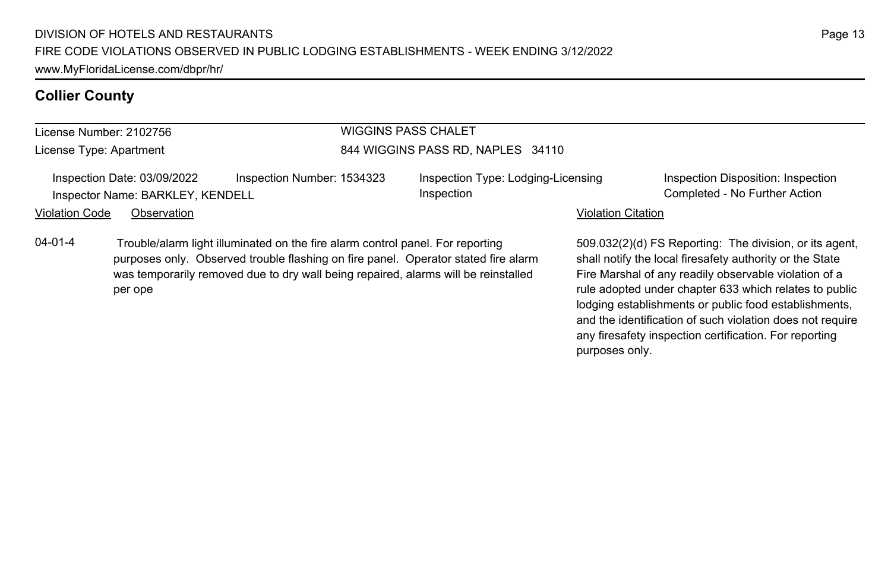## Collier County

License Number: 2102756

License Type: Apartment

WIGGINS PASS CHALET

844 WIGGINS PASS RD, NAPLES 34110

Inspection Date: 03/09/2022

Inspector Name: BARKLEY, KENDELL

Inspection Number: 1534323

Inspection Type: Lodging-Licensing Inspection

Inspection Disposition: Inspection Completed - No Further Action

| Violation Code | Observation | Violation Citation |
|---|---|---|
| 04-01-4 | Trouble/alarm light illuminated on the fire alarm control panel. For reporting purposes only. Observed trouble flashing on fire panel. Operator stated fire alarm was temporarily removed due to dry wall being repaired, alarms will be reinstalled per ope | 509.032(2)(d) FS Reporting: The division, or its agent, shall notify the local firesafety authority or the State Fire Marshal of any readily observable violation of a rule adopted under chapter 633 which relates to public lodging establishments or public food establishments, and the identification of such violation does not require any firesafety inspection certification. For reporting purposes only. |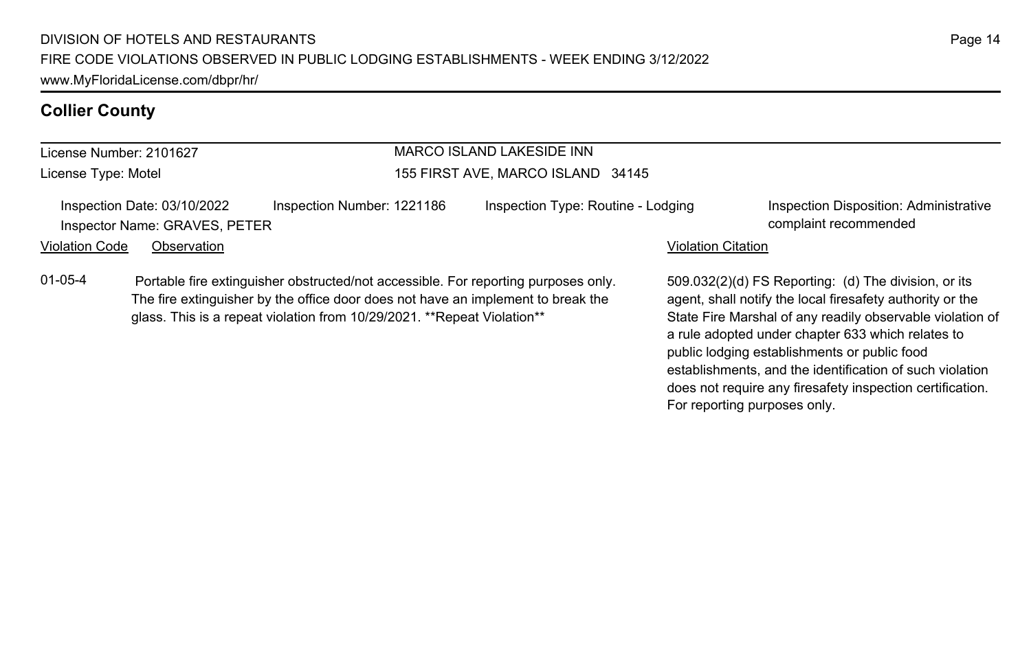## Collier County

License Number: 2101627

License Type: Motel

MARCO ISLAND LAKESIDE INN

155 FIRST AVE, MARCO ISLAND 34145

Inspection Date: 03/10/2022 | Inspection Number: 1221186 | Inspection Type: Routine - Lodging | Inspection Disposition: Administrative complaint recommended

Inspector Name: GRAVES, PETER

| Violation Code | Observation | Violation Citation |
|---|---|---|
| 01-05-4 | Portable fire extinguisher obstructed/not accessible. For reporting purposes only. The fire extinguisher by the office door does not have an implement to break the glass. This is a repeat violation from 10/29/2021. **Repeat Violation** | 509.032(2)(d) FS Reporting: (d) The division, or its agent, shall notify the local firesafety authority or the State Fire Marshal of any readily observable violation of a rule adopted under chapter 633 which relates to public lodging establishments or public food establishments, and the identification of such violation does not require any firesafety inspection certification. For reporting purposes only. |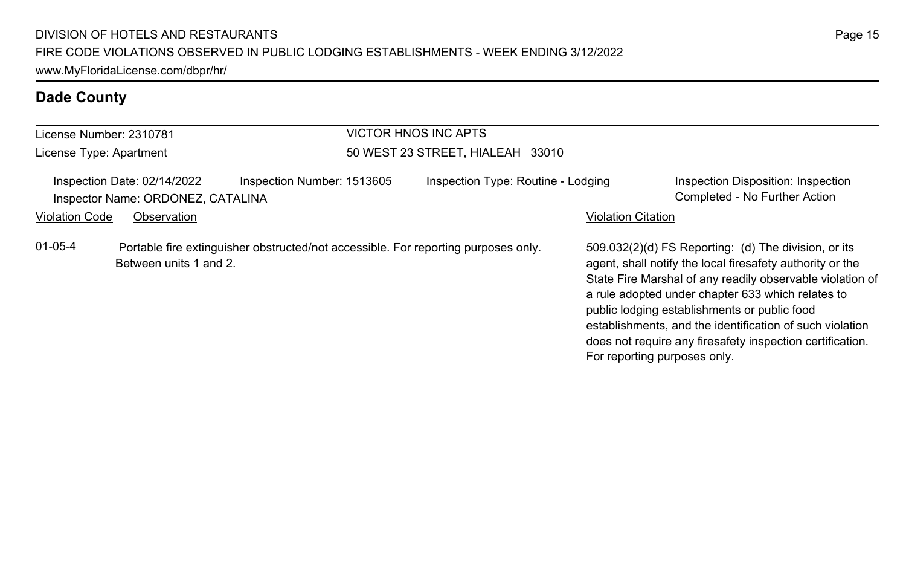## Dade County

License Number: 2310781
License Type: Apartment

VICTOR HNOS INC APTS
50 WEST 23 STREET, HIALEAH 33010

Inspection Date: 02/14/2022
Inspector Name: ORDONEZ, CATALINA
Inspection Number: 1513605
Inspection Type: Routine - Lodging
Inspection Disposition: Inspection Completed - No Further Action

| Violation Code | Observation | Violation Citation |
|---|---|---|
| 01-05-4 | Portable fire extinguisher obstructed/not accessible. For reporting purposes only. Between units 1 and 2. | 509.032(2)(d) FS Reporting: (d) The division, or its agent, shall notify the local firesafety authority or the State Fire Marshal of any readily observable violation of a rule adopted under chapter 633 which relates to public lodging establishments or public food establishments, and the identification of such violation does not require any firesafety inspection certification. For reporting purposes only. |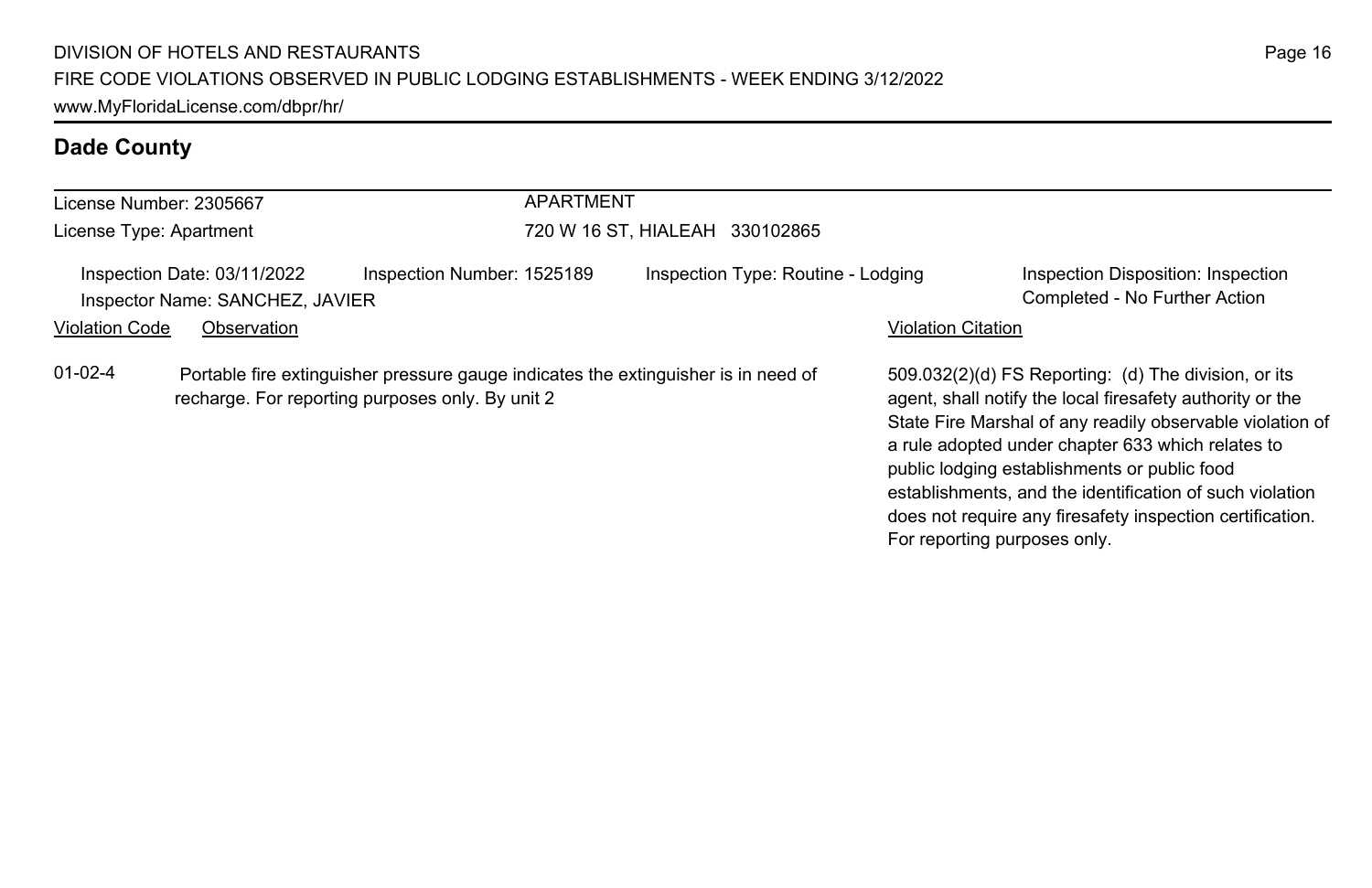## Dade County

License Number: 2305667
License Type: Apartment

APARTMENT
720 W 16 ST, HIALEAH 330102865

Inspection Date: 03/11/2022 | Inspection Number: 1525189 | Inspection Type: Routine - Lodging | Inspection Disposition: Inspection Completed - No Further Action
Inspector Name: SANCHEZ, JAVIER

| Violation Code | Observation | Violation Citation |
| --- | --- | --- |
| 01-02-4 | Portable fire extinguisher pressure gauge indicates the extinguisher is in need of recharge. For reporting purposes only. By unit 2 | 509.032(2)(d) FS Reporting: (d) The division, or its agent, shall notify the local firesafety authority or the State Fire Marshal of any readily observable violation of a rule adopted under chapter 633 which relates to public lodging establishments or public food establishments, and the identification of such violation does not require any firesafety inspection certification. For reporting purposes only. |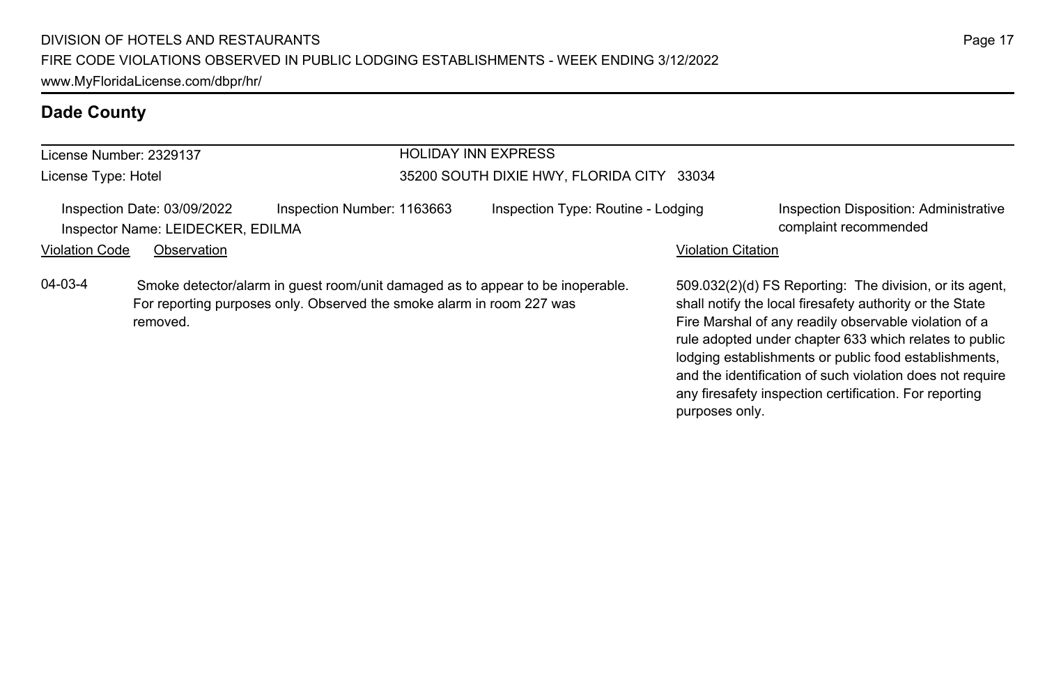## Dade County

License Number: 2329137
License Type: Hotel

HOLIDAY INN EXPRESS
35200 SOUTH DIXIE HWY, FLORIDA CITY 33034

Inspection Date: 03/09/2022
Inspector Name: LEIDECKER, EDILMA
Inspection Number: 1163663
Inspection Type: Routine - Lodging
Inspection Disposition: Administrative complaint recommended

| Violation Code | Observation | Violation Citation |
| --- | --- | --- |
| 04-03-4 | Smoke detector/alarm in guest room/unit damaged as to appear to be inoperable. For reporting purposes only. Observed the smoke alarm in room 227 was removed. | 509.032(2)(d) FS Reporting: The division, or its agent, shall notify the local firesafety authority or the State Fire Marshal of any readily observable violation of a rule adopted under chapter 633 which relates to public lodging establishments or public food establishments, and the identification of such violation does not require any firesafety inspection certification. For reporting purposes only. |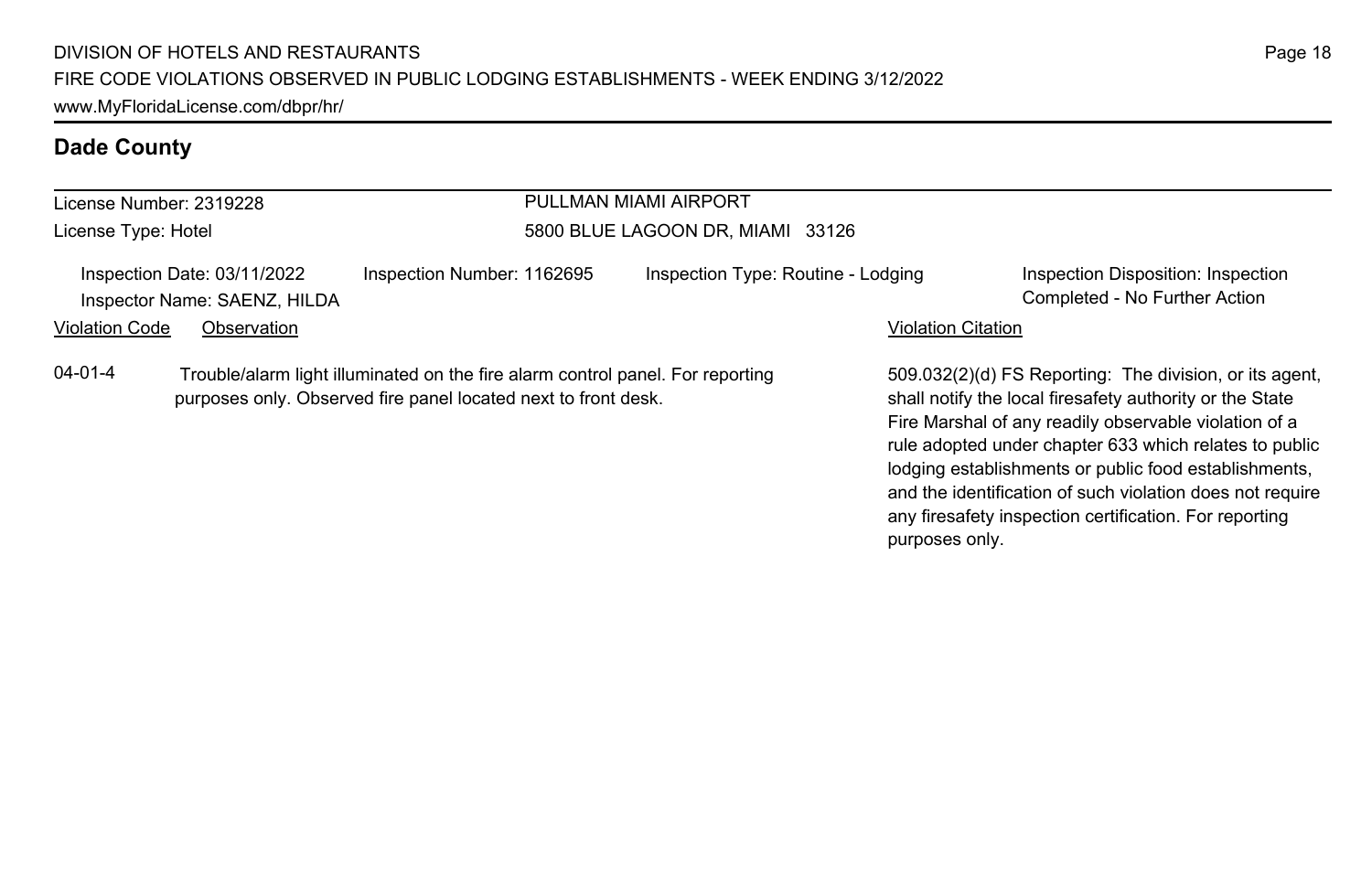## Dade County

License Number: 2319228
License Type: Hotel

PULLMAN MIAMI AIRPORT
5800 BLUE LAGOON DR, MIAMI 33126

Inspection Date: 03/11/2022
Inspector Name: SAENZ, HILDA

Inspection Number: 1162695

Inspection Type: Routine - Lodging

Inspection Disposition: Inspection Completed - No Further Action

| Violation Code | Observation | Violation Citation |
| --- | --- | --- |
| 04-01-4 | Trouble/alarm light illuminated on the fire alarm control panel. For reporting purposes only. Observed fire panel located next to front desk. | 509.032(2)(d) FS Reporting: The division, or its agent, shall notify the local firesafety authority or the State Fire Marshal of any readily observable violation of a rule adopted under chapter 633 which relates to public lodging establishments or public food establishments, and the identification of such violation does not require any firesafety inspection certification. For reporting purposes only. |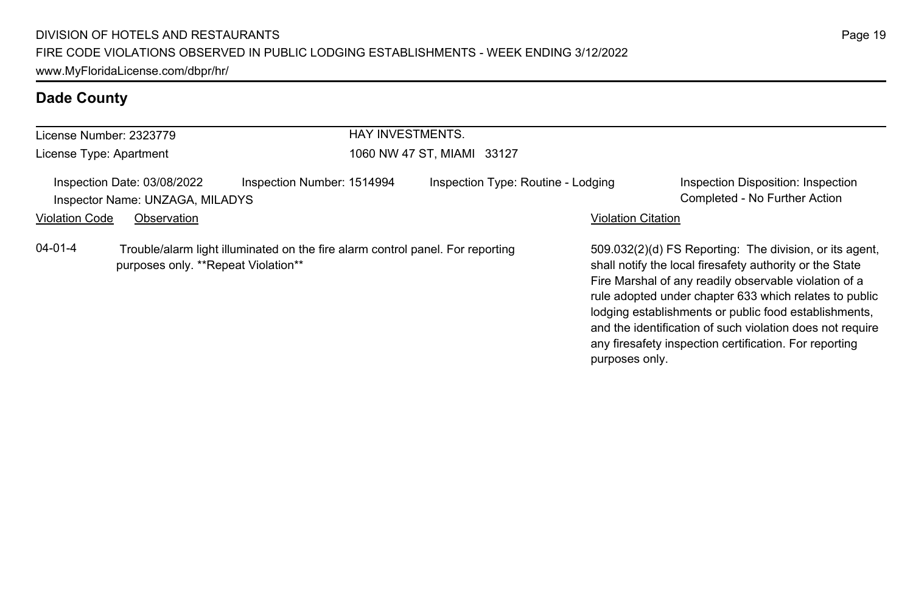## Dade County

License Number: 2323779
License Type: Apartment

HAY INVESTMENTS.
1060 NW 47 ST, MIAMI 33127

Inspection Date: 03/08/2022
Inspection Number: 1514994
Inspection Type: Routine - Lodging
Inspection Disposition: Inspection Completed - No Further Action
Inspector Name: UNZAGA, MILADYS

| Violation Code | Observation | Violation Citation |
| --- | --- | --- |
| 04-01-4 | Trouble/alarm light illuminated on the fire alarm control panel. For reporting purposes only. **Repeat Violation** | 509.032(2)(d) FS Reporting: The division, or its agent, shall notify the local firesafety authority or the State Fire Marshal of any readily observable violation of a rule adopted under chapter 633 which relates to public lodging establishments or public food establishments, and the identification of such violation does not require any firesafety inspection certification. For reporting purposes only. |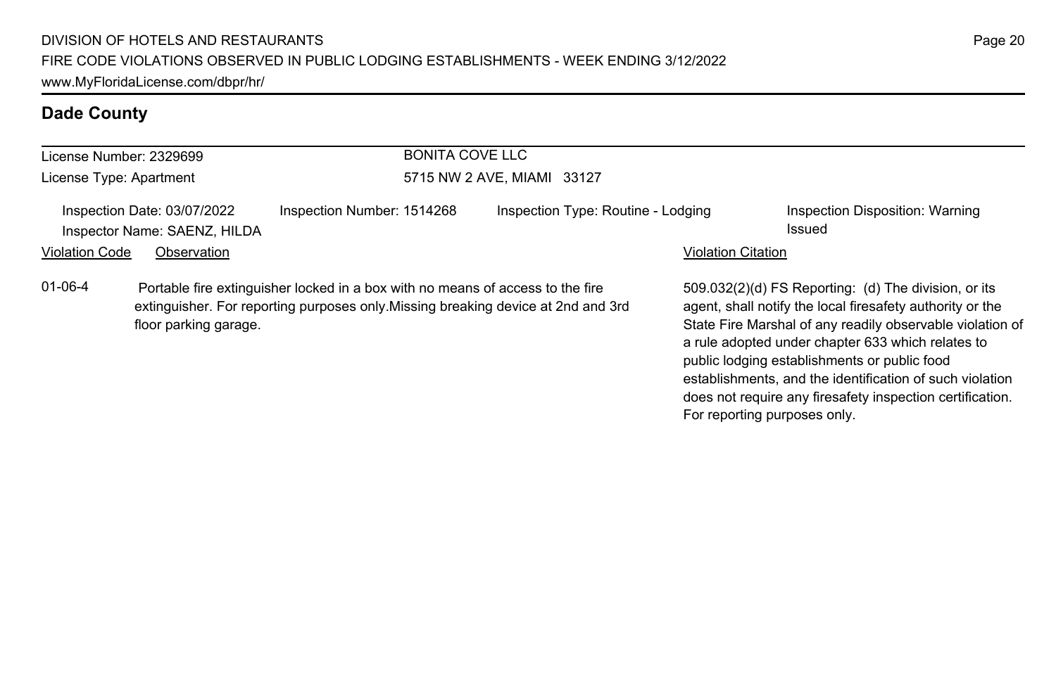## Dade County

| License Number: 2329699 | BONITA COVE LLC |
|---|---|
| License Type: Apartment | 5715 NW 2 AVE, MIAMI 33127 |

Inspection Date: 03/07/2022
Inspector Name: SAENZ, HILDA
Inspection Number: 1514268
Inspection Type: Routine - Lodging
Inspection Disposition: Warning Issued

| Violation Code | Observation | Violation Citation |
|---|---|---|
| 01-06-4 | Portable fire extinguisher locked in a box with no means of access to the fire extinguisher. For reporting purposes only.Missing breaking device at 2nd and 3rd floor parking garage. | 509.032(2)(d) FS Reporting: (d) The division, or its agent, shall notify the local firesafety authority or the State Fire Marshal of any readily observable violation of a rule adopted under chapter 633 which relates to public lodging establishments or public food establishments, and the identification of such violation does not require any firesafety inspection certification. For reporting purposes only. |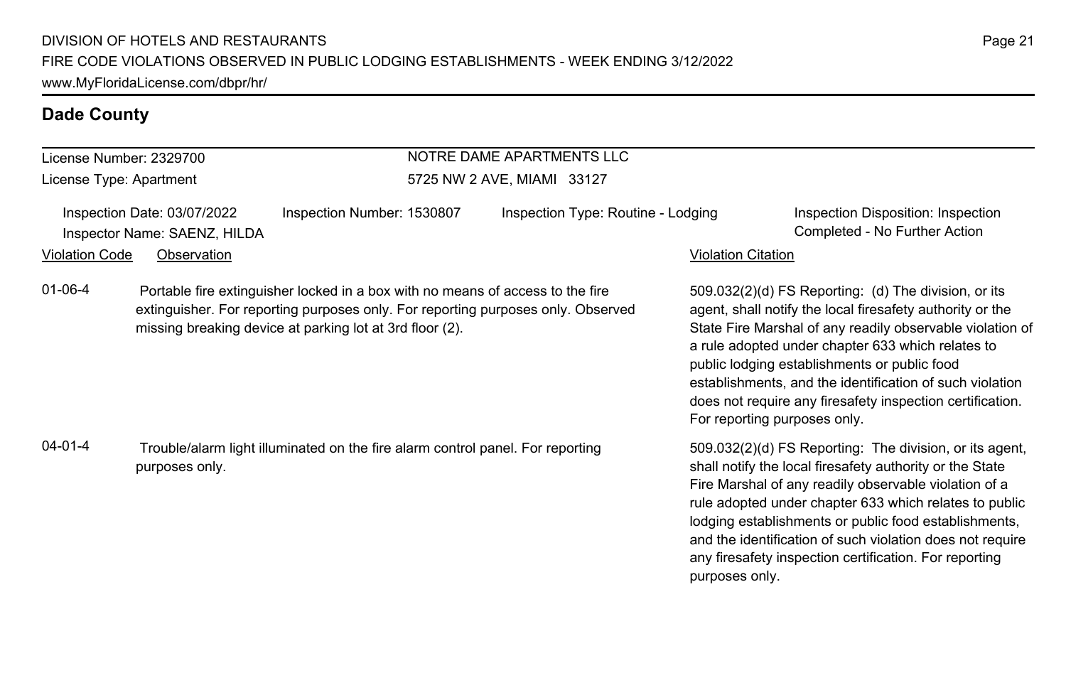## Dade County

**License Number:** 2329700
**License Type:** Apartment

**NOTRE DAME APARTMENTS LLC**
5725 NW 2 AVE, MIAMI 33127

Inspection Date: 03/07/2022
Inspector Name: SAENZ, HILDA
Inspection Number: 1530807
Inspection Type: Routine - Lodging
Inspection Disposition: Inspection Completed - No Further Action

| Violation Code | Observation | Violation Citation |
| --- | --- | --- |
| 01-06-4 | Portable fire extinguisher locked in a box with no means of access to the fire extinguisher. For reporting purposes only. For reporting purposes only. Observed missing breaking device at parking lot at 3rd floor (2). | 509.032(2)(d) FS Reporting: (d) The division, or its agent, shall notify the local firesafety authority or the State Fire Marshal of any readily observable violation of a rule adopted under chapter 633 which relates to public lodging establishments or public food establishments, and the identification of such violation does not require any firesafety inspection certification. For reporting purposes only. |
| 04-01-4 | Trouble/alarm light illuminated on the fire alarm control panel. For reporting purposes only. | 509.032(2)(d) FS Reporting: The division, or its agent, shall notify the local firesafety authority or the State Fire Marshal of any readily observable violation of a rule adopted under chapter 633 which relates to public lodging establishments or public food establishments, and the identification of such violation does not require any firesafety inspection certification. For reporting purposes only. |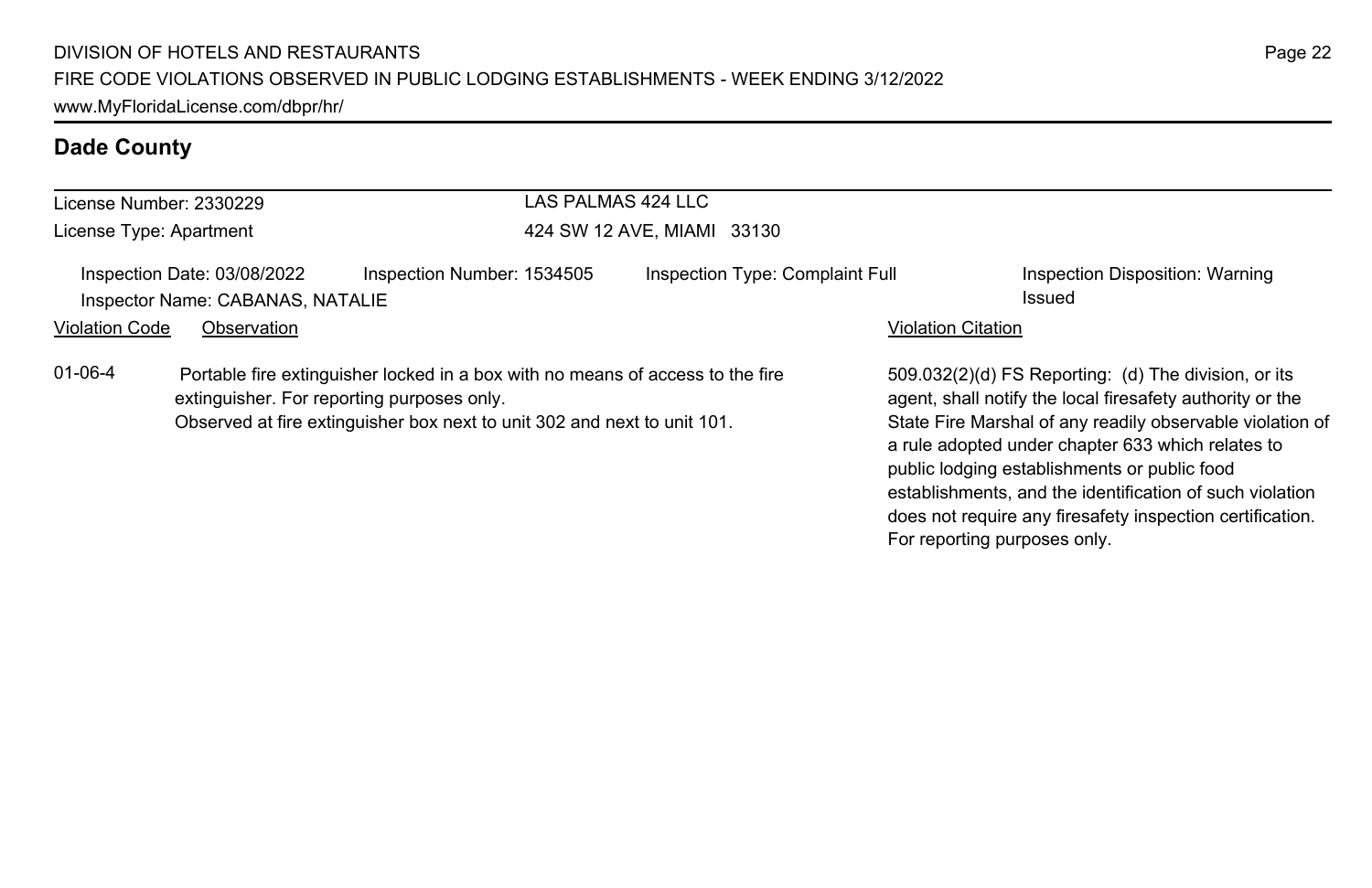## Dade County

License Number: 2330229
License Type: Apartment

LAS PALMAS 424 LLC
424 SW 12 AVE, MIAMI 33130

Inspection Date: 03/08/2022 | Inspection Number: 1534505 | Inspection Type: Complaint Full | Inspection Disposition: Warning Issued

Inspector Name: CABANAS, NATALIE

| Violation Code | Observation | Violation Citation |
|---|---|---|
| 01-06-4 | Portable fire extinguisher locked in a box with no means of access to the fire extinguisher. For reporting purposes only. Observed at fire extinguisher box next to unit 302 and next to unit 101. | 509.032(2)(d) FS Reporting: (d) The division, or its agent, shall notify the local firesafety authority or the State Fire Marshal of any readily observable violation of a rule adopted under chapter 633 which relates to public lodging establishments or public food establishments, and the identification of such violation does not require any firesafety inspection certification. For reporting purposes only. |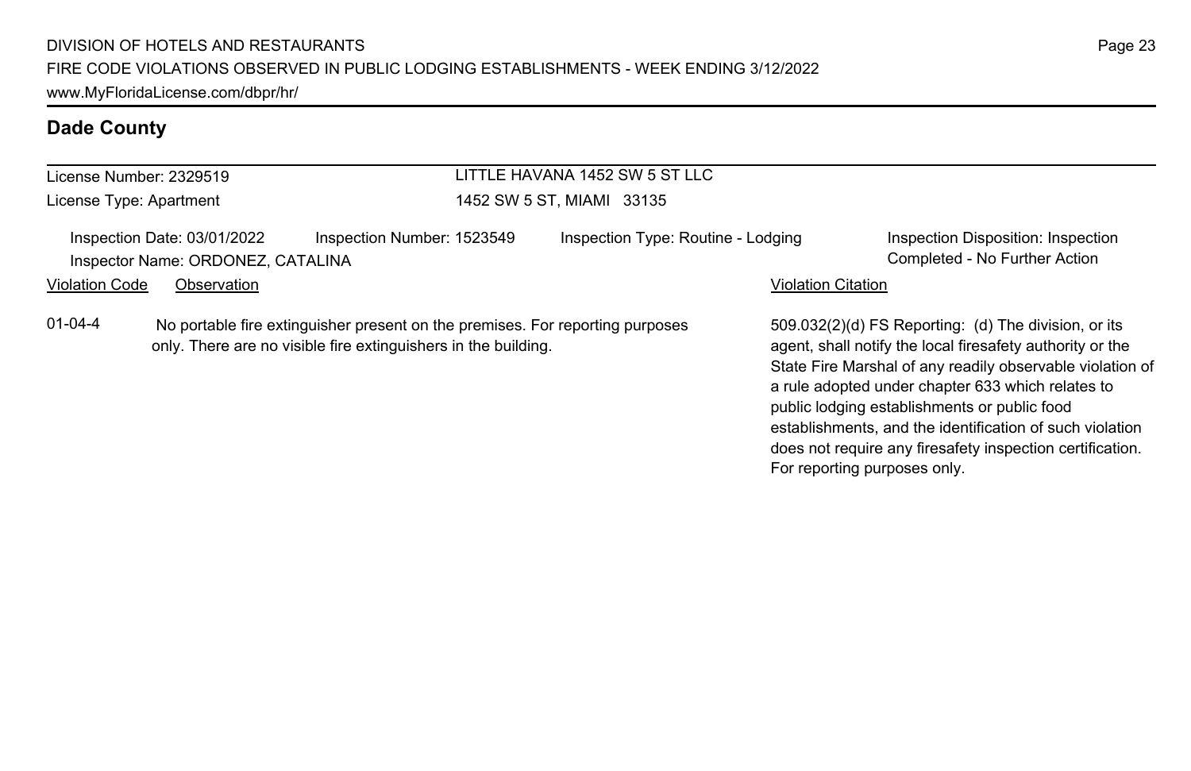## Dade County

License Number: 2329519
License Type: Apartment

LITTLE HAVANA 1452 SW 5 ST LLC
1452 SW 5 ST, MIAMI 33135

Inspection Date: 03/01/2022
Inspection Number: 1523549
Inspection Type: Routine - Lodging
Inspection Disposition: Inspection Completed - No Further Action
Inspector Name: ORDONEZ, CATALINA

| Violation Code | Observation | Violation Citation |
| --- | --- | --- |
| 01-04-4 | No portable fire extinguisher present on the premises. For reporting purposes only. There are no visible fire extinguishers in the building. | 509.032(2)(d) FS Reporting: (d) The division, or its agent, shall notify the local firesafety authority or the State Fire Marshal of any readily observable violation of a rule adopted under chapter 633 which relates to public lodging establishments or public food establishments, and the identification of such violation does not require any firesafety inspection certification. For reporting purposes only. |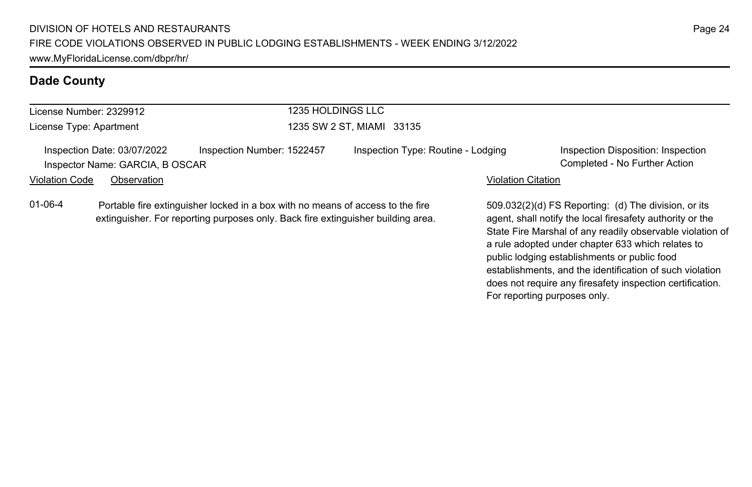## Dade County

License Number: 2329912
License Type: Apartment

1235 HOLDINGS LLC
1235 SW 2 ST, MIAMI 33135

Inspection Date: 03/07/2022
Inspector Name: GARCIA, B OSCAR
Inspection Number: 1522457
Inspection Type: Routine - Lodging
Inspection Disposition: Inspection Completed - No Further Action

| Violation Code | Observation | Violation Citation |
| --- | --- | --- |
| 01-06-4 | Portable fire extinguisher locked in a box with no means of access to the fire extinguisher. For reporting purposes only. Back fire extinguisher building area. | 509.032(2)(d) FS Reporting: (d) The division, or its agent, shall notify the local firesafety authority or the State Fire Marshal of any readily observable violation of a rule adopted under chapter 633 which relates to public lodging establishments or public food establishments, and the identification of such violation does not require any firesafety inspection certification. For reporting purposes only. |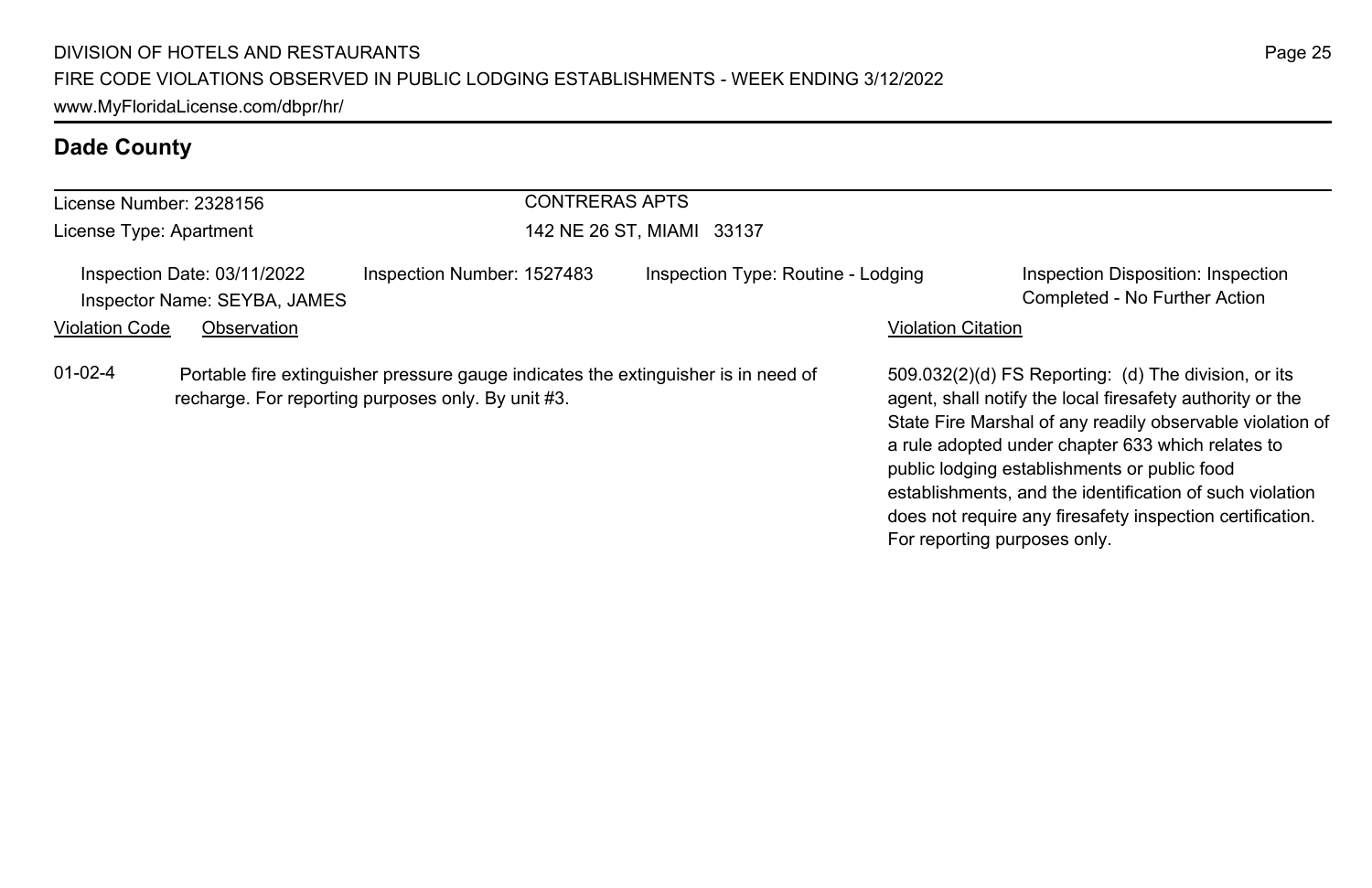## Dade County

License Number: 2328156
License Type: Apartment

CONTRERAS APTS
142 NE 26 ST, MIAMI 33137

Inspection Date: 03/11/2022
Inspector Name: SEYBA, JAMES
Inspection Number: 1527483
Inspection Type: Routine - Lodging
Inspection Disposition: Inspection Completed - No Further Action

| Violation Code | Observation | Violation Citation |
|---|---|---|
| 01-02-4 | Portable fire extinguisher pressure gauge indicates the extinguisher is in need of recharge. For reporting purposes only. By unit #3. | 509.032(2)(d) FS Reporting: (d) The division, or its agent, shall notify the local firesafety authority or the State Fire Marshal of any readily observable violation of a rule adopted under chapter 633 which relates to public lodging establishments or public food establishments, and the identification of such violation does not require any firesafety inspection certification. For reporting purposes only. |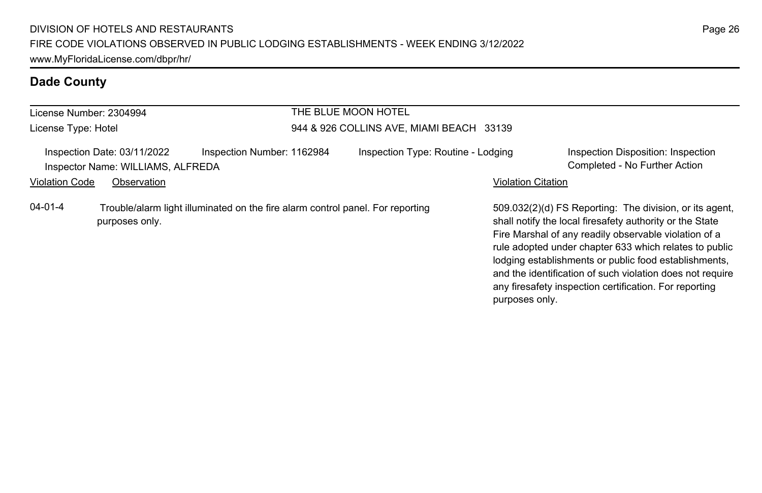## Dade County

License Number: 2304994

License Type: Hotel

THE BLUE MOON HOTEL

944 & 926 COLLINS AVE, MIAMI BEACH 33139

Inspection Date: 03/11/2022

Inspection Number: 1162984

Inspection Type: Routine - Lodging

Inspection Disposition: Inspection Completed - No Further Action

Inspector Name: WILLIAMS, ALFREDA

| Violation Code | Observation | Violation Citation |
|---|---|---|
| 04-01-4 | Trouble/alarm light illuminated on the fire alarm control panel. For reporting purposes only. | 509.032(2)(d) FS Reporting: The division, or its agent, shall notify the local firesafety authority or the State Fire Marshal of any readily observable violation of a rule adopted under chapter 633 which relates to public lodging establishments or public food establishments, and the identification of such violation does not require any firesafety inspection certification. For reporting purposes only. |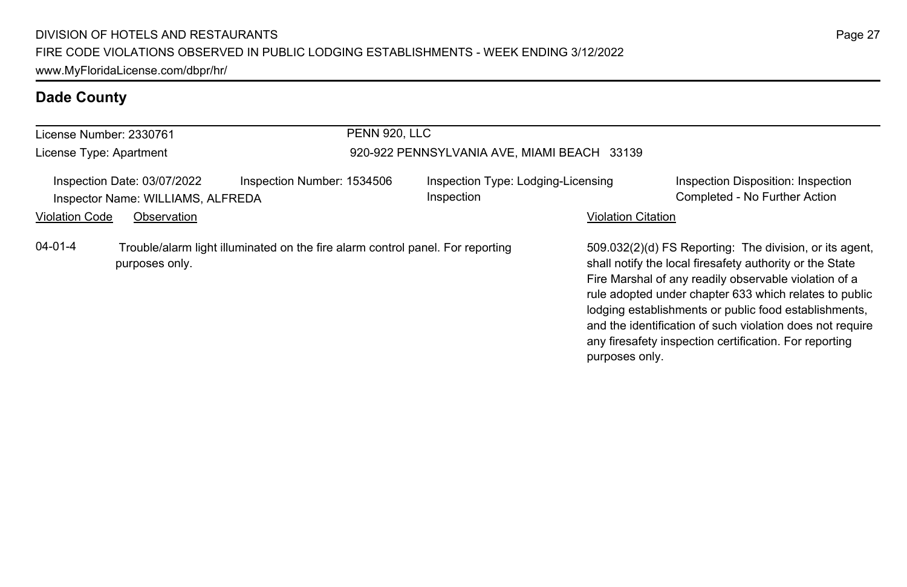## Dade County

License Number: 2330761

License Type: Apartment

PENN 920, LLC

920-922 PENNSYLVANIA AVE, MIAMI BEACH 33139

Inspection Date: 03/07/2022

Inspector Name: WILLIAMS, ALFREDA

Inspection Number: 1534506

Inspection Type: Lodging-Licensing Inspection

Inspection Disposition: Inspection Completed - No Further Action

| Violation Code | Observation | Violation Citation |
|---|---|---|
| 04-01-4 | Trouble/alarm light illuminated on the fire alarm control panel. For reporting purposes only. | 509.032(2)(d) FS Reporting: The division, or its agent, shall notify the local firesafety authority or the State Fire Marshal of any readily observable violation of a rule adopted under chapter 633 which relates to public lodging establishments or public food establishments, and the identification of such violation does not require any firesafety inspection certification. For reporting purposes only. |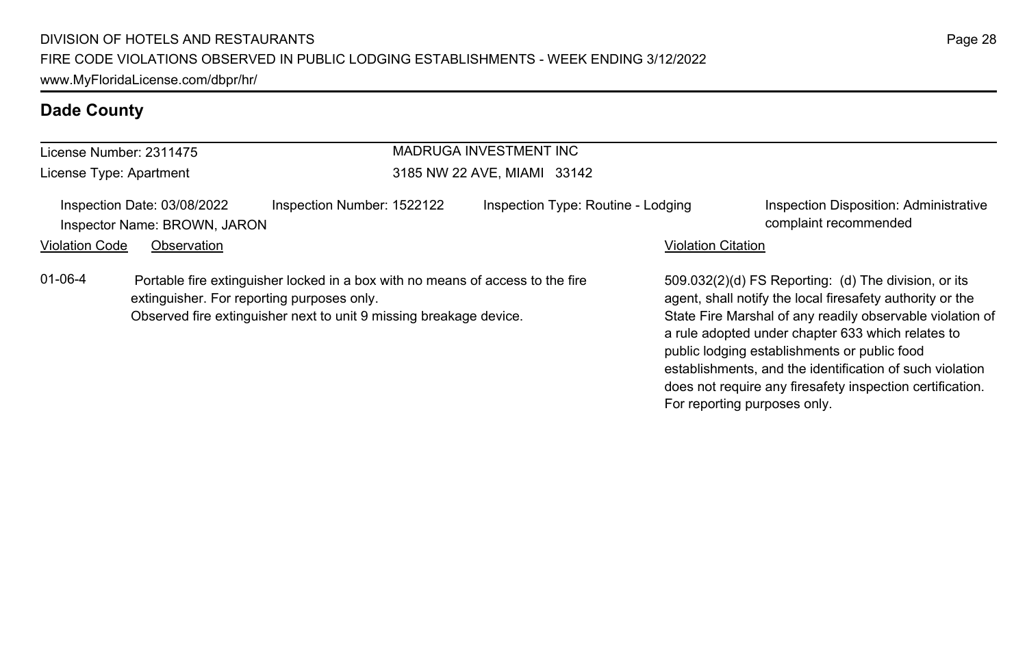## Dade County

| License Number: 2311475 | MADRUGA INVESTMENT INC |
|---|---|
| License Type: Apartment | 3185 NW 22 AVE, MIAMI 33142 |

| Inspection Date: 03/08/2022 | Inspection Number: 1522122 | Inspection Type: Routine - Lodging | Inspection Disposition: Administrative complaint recommended |
|---|---|---|---|
| Inspector Name: BROWN, JARON | | | |

| Violation Code | Observation | Violation Citation |
|---|---|---|
| 01-06-4 | Portable fire extinguisher locked in a box with no means of access to the fire extinguisher. For reporting purposes only.<br>Observed fire extinguisher next to unit 9 missing breakage device. | 509.032(2)(d) FS Reporting: (d) The division, or its agent, shall notify the local firesafety authority or the State Fire Marshal of any readily observable violation of a rule adopted under chapter 633 which relates to public lodging establishments or public food establishments, and the identification of such violation does not require any firesafety inspection certification. For reporting purposes only. |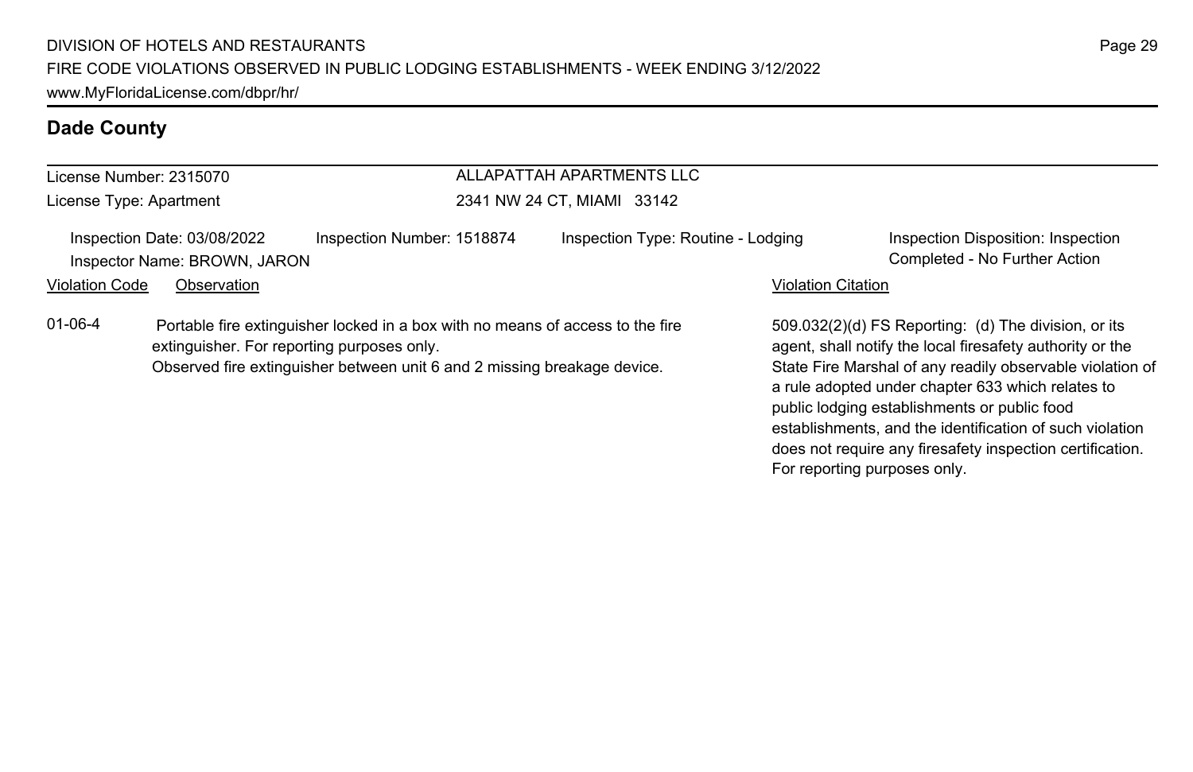## Dade County

License Number: 2315070
License Type: Apartment

ALLAPATTAH APARTMENTS LLC
2341 NW 24 CT, MIAMI 33142

Inspection Date: 03/08/2022
Inspector Name: BROWN, JARON
Inspection Number: 1518874
Inspection Type: Routine - Lodging
Inspection Disposition: Inspection Completed - No Further Action

| Violation Code | Observation | Violation Citation |
| --- | --- | --- |
| 01-06-4 | Portable fire extinguisher locked in a box with no means of access to the fire extinguisher. For reporting purposes only. Observed fire extinguisher between unit 6 and 2 missing breakage device. | 509.032(2)(d) FS Reporting: (d) The division, or its agent, shall notify the local firesafety authority or the State Fire Marshal of any readily observable violation of a rule adopted under chapter 633 which relates to public lodging establishments or public food establishments, and the identification of such violation does not require any firesafety inspection certification. For reporting purposes only. |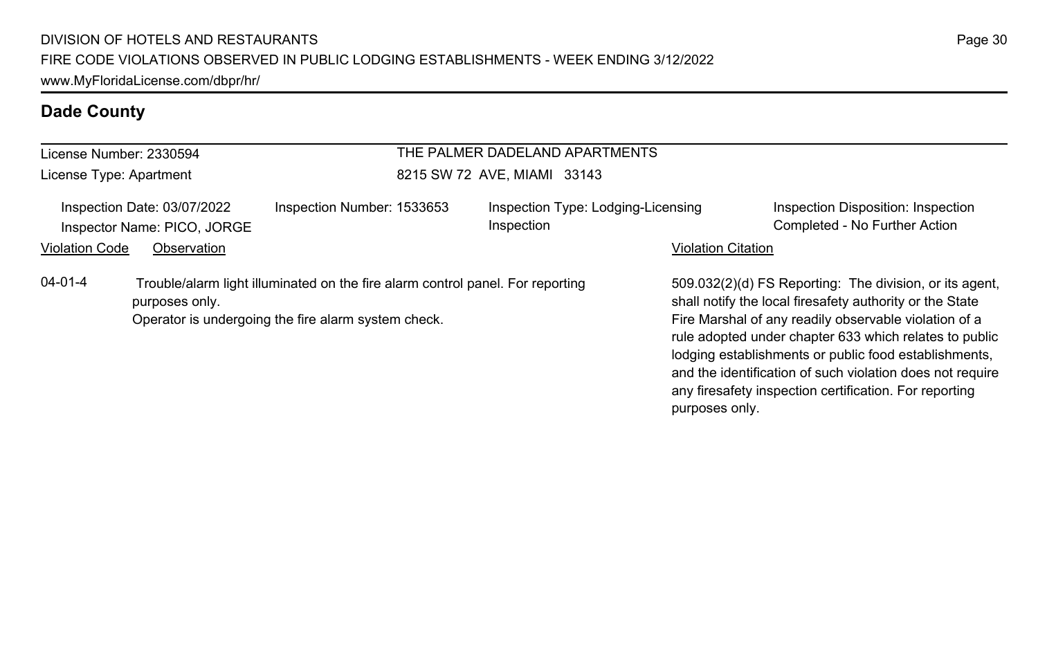## Dade County

**License Number:** 2330594
**License Type:** Apartment

**THE PALMER DADELAND APARTMENTS**
8215 SW 72 AVE, MIAMI 33143

Inspection Date: 03/07/2022
Inspector Name: PICO, JORGE
Inspection Number: 1533653
Inspection Type: Lodging-Licensing Inspection
Inspection Disposition: Inspection Completed - No Further Action

| Violation Code | Observation | Violation Citation |
| --- | --- | --- |
| 04-01-4 | Trouble/alarm light illuminated on the fire alarm control panel. For reporting purposes only. Operator is undergoing the fire alarm system check. | 509.032(2)(d) FS Reporting: The division, or its agent, shall notify the local firesafety authority or the State Fire Marshal of any readily observable violation of a rule adopted under chapter 633 which relates to public lodging establishments or public food establishments, and the identification of such violation does not require any firesafety inspection certification. For reporting purposes only. |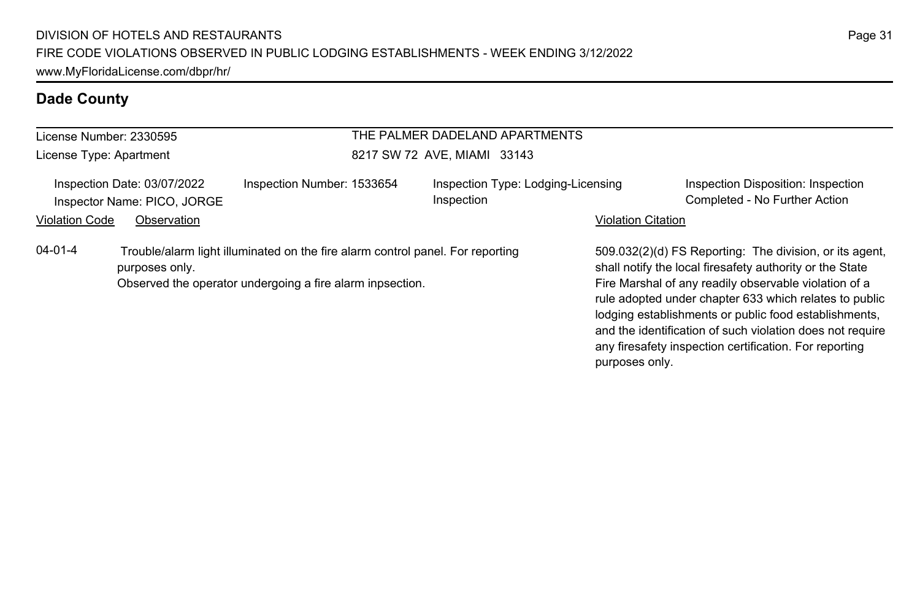## Dade County

License Number: 2330595
License Type: Apartment

THE PALMER DADELAND APARTMENTS
8217 SW 72 AVE, MIAMI 33143

Inspection Date: 03/07/2022
Inspector Name: PICO, JORGE

Inspection Number: 1533654

Inspection Type: Lodging-Licensing Inspection

Inspection Disposition: Inspection Completed - No Further Action

| Violation Code | Observation | Violation Citation |
|---|---|---|
| 04-01-4 | Trouble/alarm light illuminated on the fire alarm control panel. For reporting purposes only. Observed the operator undergoing a fire alarm inpsection. | 509.032(2)(d) FS Reporting: The division, or its agent, shall notify the local firesafety authority or the State Fire Marshal of any readily observable violation of a rule adopted under chapter 633 which relates to public lodging establishments or public food establishments, and the identification of such violation does not require any firesafety inspection certification. For reporting purposes only. |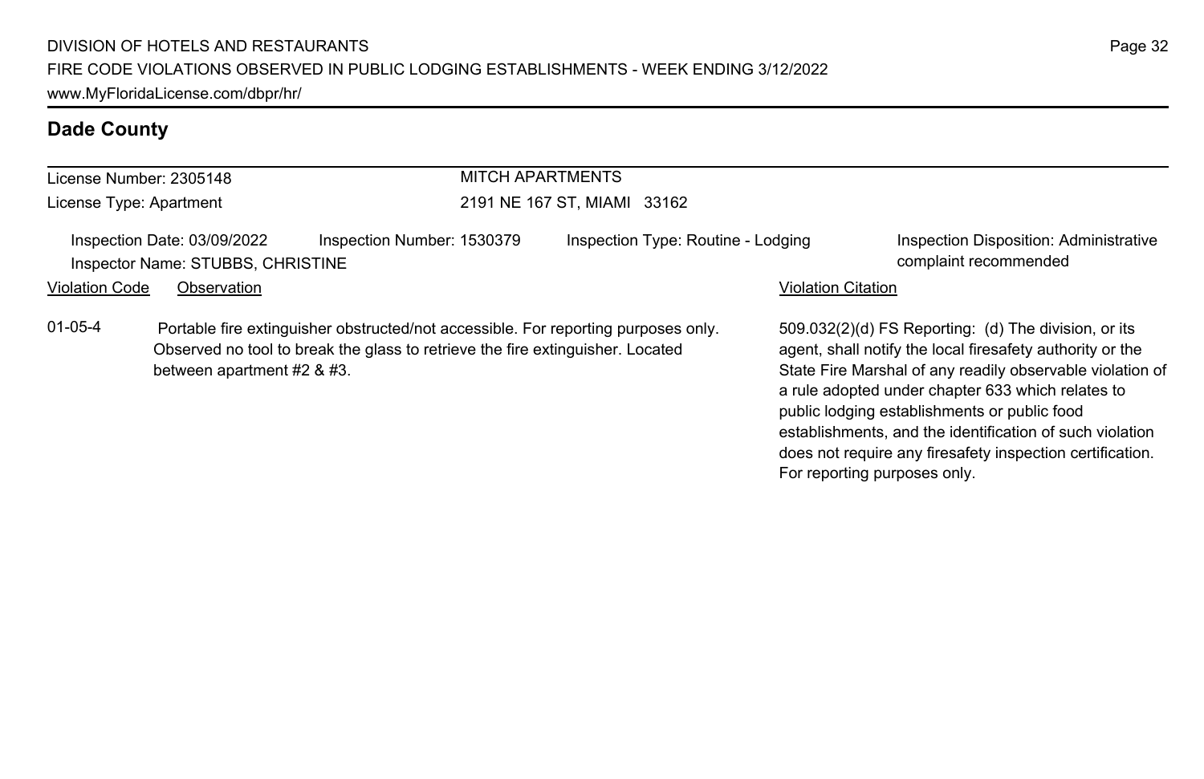## Dade County

License Number: 2305148
License Type: Apartment

MITCH APARTMENTS
2191 NE 167 ST, MIAMI 33162

Inspection Date: 03/09/2022
Inspector Name: STUBBS, CHRISTINE
Inspection Number: 1530379
Inspection Type: Routine - Lodging
Inspection Disposition: Administrative complaint recommended

| Violation Code | Observation | Violation Citation |
|---|---|---|
| 01-05-4 | Portable fire extinguisher obstructed/not accessible. For reporting purposes only. Observed no tool to break the glass to retrieve the fire extinguisher. Located between apartment #2 & #3. | 509.032(2)(d) FS Reporting: (d) The division, or its agent, shall notify the local firesafety authority or the State Fire Marshal of any readily observable violation of a rule adopted under chapter 633 which relates to public lodging establishments or public food establishments, and the identification of such violation does not require any firesafety inspection certification. For reporting purposes only. |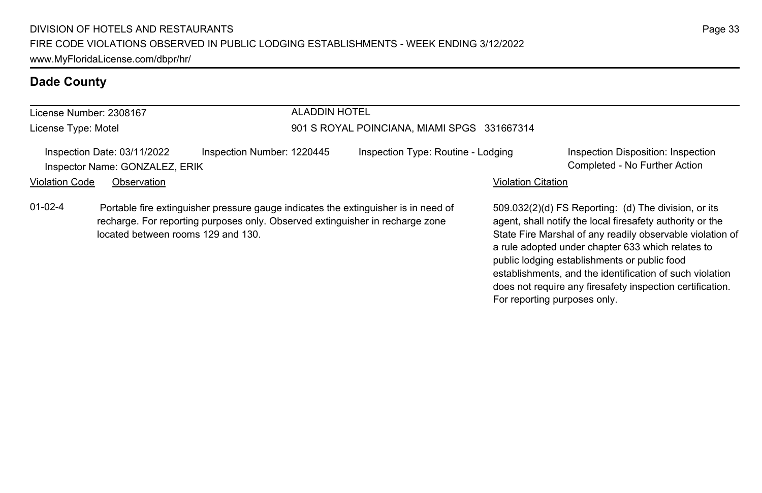## Dade County

License Number: 2308167
License Type: Motel

**ALADDIN HOTEL**
901 S ROYAL POINCIANA, MIAMI SPGS 331667314

Inspection Date: 03/11/2022
Inspector Name: GONZALEZ, ERIK
Inspection Number: 1220445
Inspection Type: Routine - Lodging
Inspection Disposition: Inspection Completed - No Further Action

| Violation Code | Observation | Violation Citation |
| --- | --- | --- |
| 01-02-4 | Portable fire extinguisher pressure gauge indicates the extinguisher is in need of recharge. For reporting purposes only. Observed extinguisher in recharge zone located between rooms 129 and 130. | 509.032(2)(d) FS Reporting: (d) The division, or its agent, shall notify the local firesafety authority or the State Fire Marshal of any readily observable violation of a rule adopted under chapter 633 which relates to public lodging establishments or public food establishments, and the identification of such violation does not require any firesafety inspection certification. For reporting purposes only. |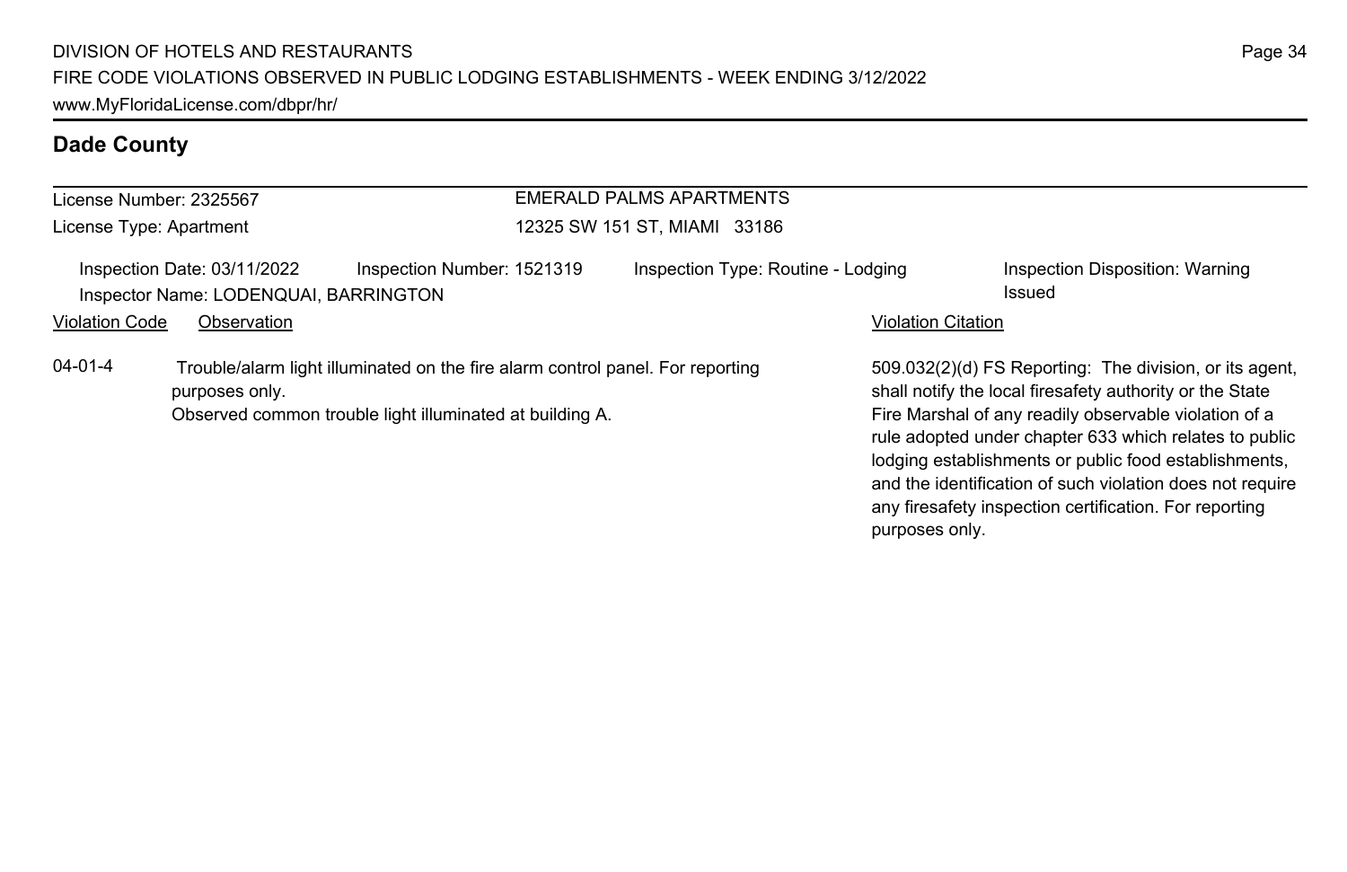## Dade County

License Number: 2325567
License Type: Apartment

EMERALD PALMS APARTMENTS
12325 SW 151 ST, MIAMI 33186

Inspection Date: 03/11/2022 | Inspection Number: 1521319 | Inspection Type: Routine - Lodging | Inspection Disposition: Warning Issued

Inspector Name: LODENQUAI, BARRINGTON

| Violation Code | Observation | Violation Citation |
| --- | --- | --- |
| 04-01-4 | Trouble/alarm light illuminated on the fire alarm control panel. For reporting purposes only. Observed common trouble light illuminated at building A. | 509.032(2)(d) FS Reporting: The division, or its agent, shall notify the local firesafety authority or the State Fire Marshal of any readily observable violation of a rule adopted under chapter 633 which relates to public lodging establishments or public food establishments, and the identification of such violation does not require any firesafety inspection certification. For reporting purposes only. |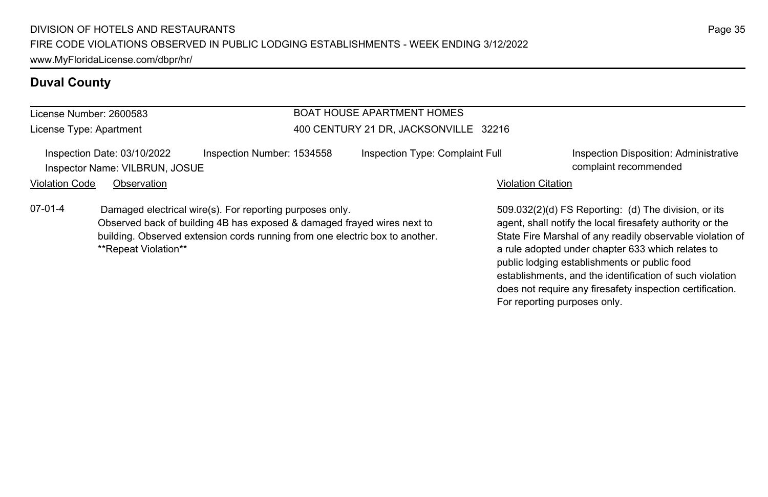## Duval County

License Number: 2600583
License Type: Apartment

**BOAT HOUSE APARTMENT HOMES**
400 CENTURY 21 DR, JACKSONVILLE 32216

Inspection Date: 03/10/2022
Inspector Name: VILBRUN, JOSUE
Inspection Number: 1534558
Inspection Type: Complaint Full
Inspection Disposition: Administrative complaint recommended

| Violation Code | Observation | Violation Citation |
|---|---|---|
| 07-01-4 | Damaged electrical wire(s). For reporting purposes only. Observed back of building 4B has exposed & damaged frayed wires next to building. Observed extension cords running from one electric box to another. **Repeat Violation** | 509.032(2)(d) FS Reporting: (d) The division, or its agent, shall notify the local firesafety authority or the State Fire Marshal of any readily observable violation of a rule adopted under chapter 633 which relates to public lodging establishments or public food establishments, and the identification of such violation does not require any firesafety inspection certification. For reporting purposes only. |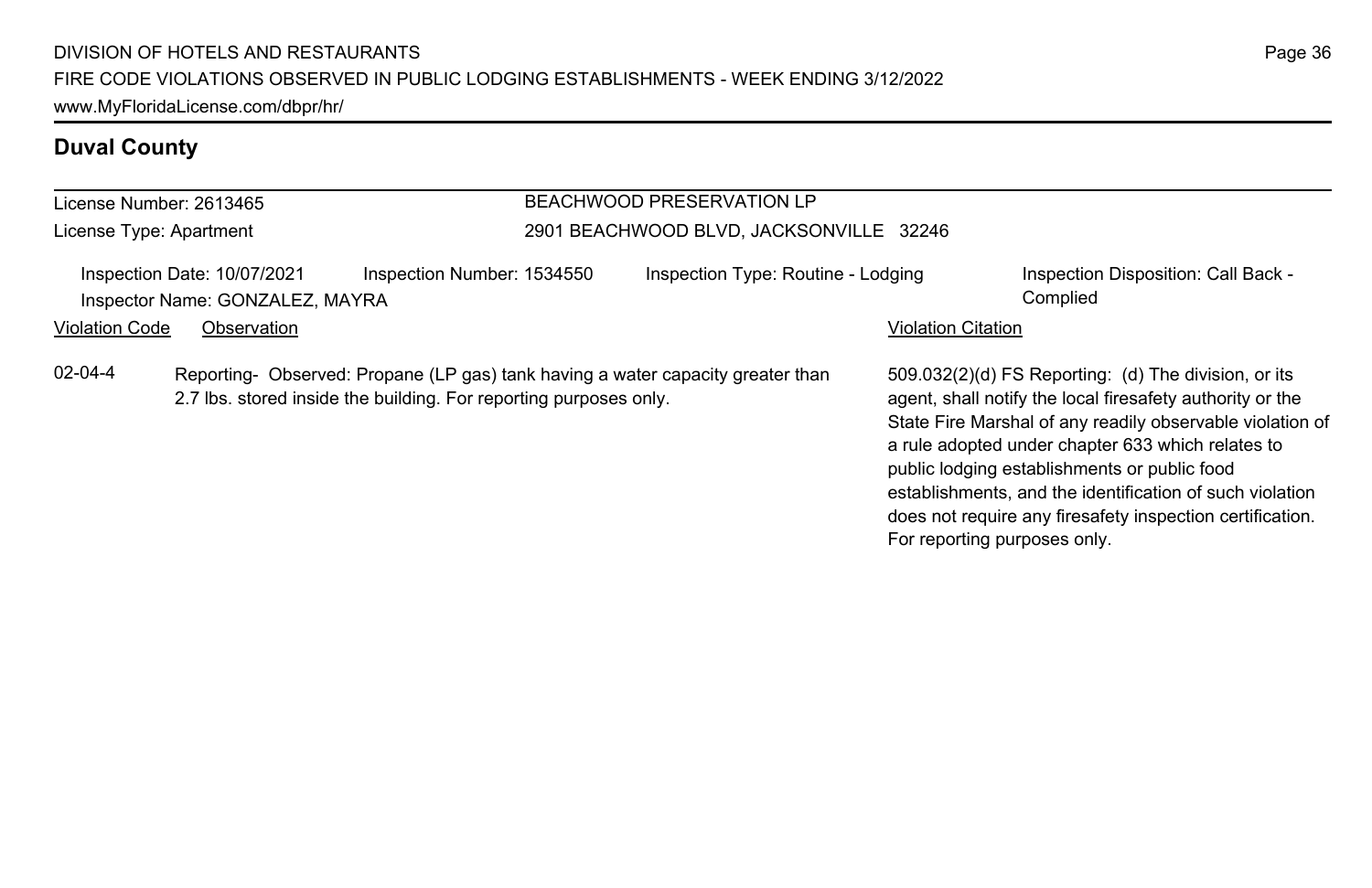## Duval County

| License Number: 2613465 | BEACHWOOD PRESERVATION LP |
|---|---|
| License Type: Apartment | 2901 BEACHWOOD BLVD, JACKSONVILLE 32246 |

Inspection Date: 10/07/2021 Inspection Number: 1534550 Inspection Type: Routine - Lodging Inspection Disposition: Call Back - Complied

Inspector Name: GONZALEZ, MAYRA

| Violation Code | Observation | Violation Citation |
|---|---|---|
| 02-04-4 | Reporting- Observed: Propane (LP gas) tank having a water capacity greater than 2.7 lbs. stored inside the building. For reporting purposes only. | 509.032(2)(d) FS Reporting: (d) The division, or its agent, shall notify the local firesafety authority or the State Fire Marshal of any readily observable violation of a rule adopted under chapter 633 which relates to public lodging establishments or public food establishments, and the identification of such violation does not require any firesafety inspection certification. For reporting purposes only. |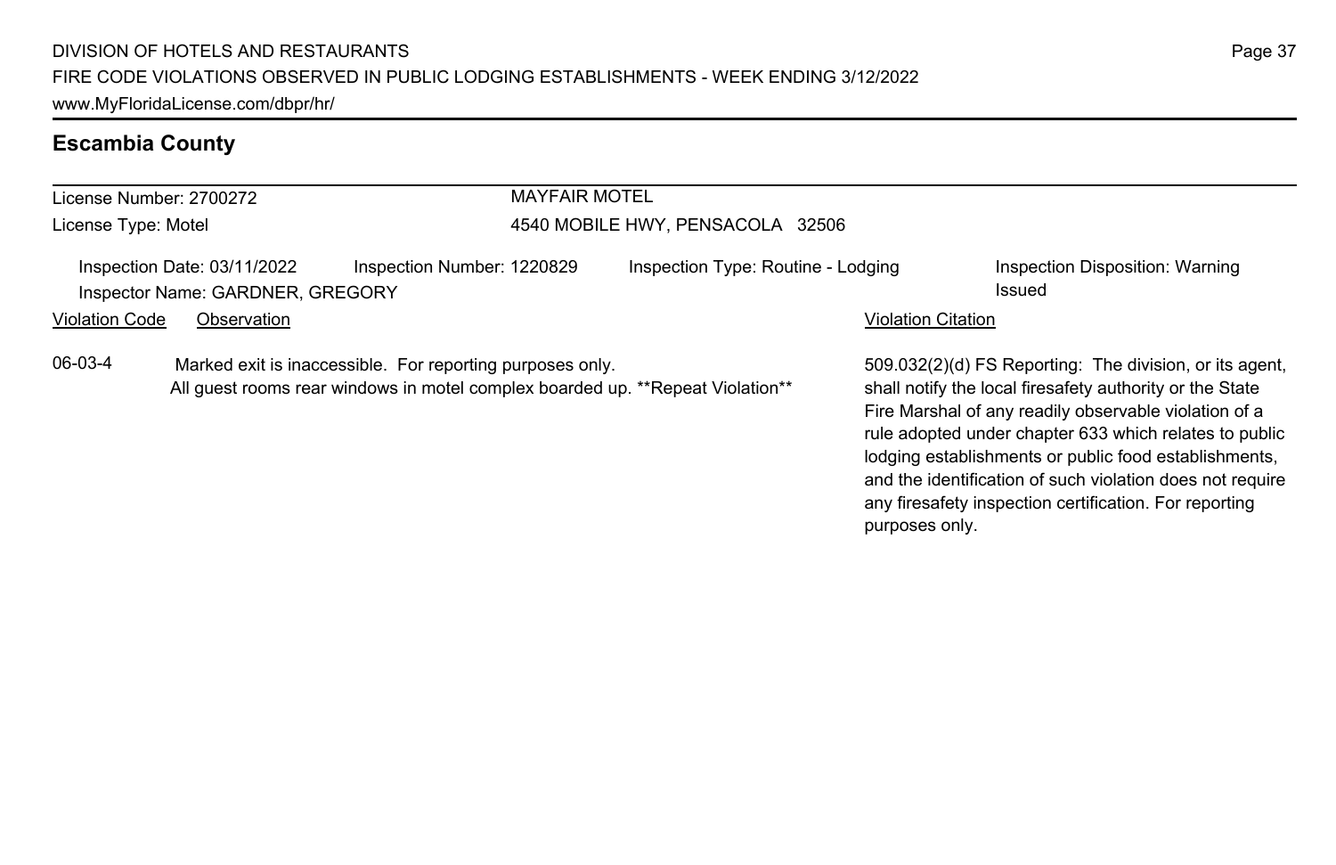## Escambia County

License Number: 2700272
License Type: Motel

**MAYFAIR MOTEL**
4540 MOBILE HWY, PENSACOLA 32506

Inspection Date: 03/11/2022 | Inspection Number: 1220829 | Inspection Type: Routine - Lodging | Inspection Disposition: Warning Issued
Inspector Name: GARDNER, GREGORY

| Violation Code | Observation | Violation Citation |
| --- | --- | --- |
| 06-03-4 | Marked exit is inaccessible. For reporting purposes only. All guest rooms rear windows in motel complex boarded up. **Repeat Violation** | 509.032(2)(d) FS Reporting: The division, or its agent, shall notify the local firesafety authority or the State Fire Marshal of any readily observable violation of a rule adopted under chapter 633 which relates to public lodging establishments or public food establishments, and the identification of such violation does not require any firesafety inspection certification. For reporting purposes only. |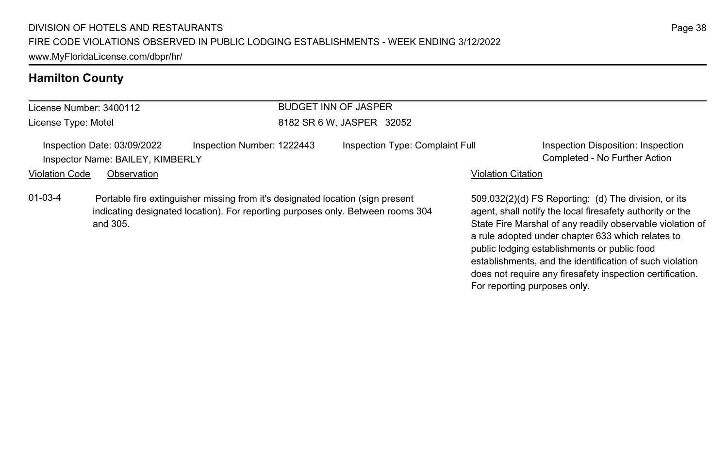## Hamilton County

License Number: 3400112
License Type: Motel

BUDGET INN OF JASPER
8182 SR 6 W, JASPER 32052

Inspection Date: 03/09/2022
Inspector Name: BAILEY, KIMBERLY
Inspection Number: 1222443
Inspection Type: Complaint Full
Inspection Disposition: Inspection Completed - No Further Action

| Violation Code | Observation | Violation Citation |
| --- | --- | --- |
| 01-03-4 | Portable fire extinguisher missing from it's designated location (sign present indicating designated location). For reporting purposes only. Between rooms 304 and 305. | 509.032(2)(d) FS Reporting: (d) The division, or its agent, shall notify the local firesafety authority or the State Fire Marshal of any readily observable violation of a rule adopted under chapter 633 which relates to public lodging establishments or public food establishments, and the identification of such violation does not require any firesafety inspection certification. For reporting purposes only. |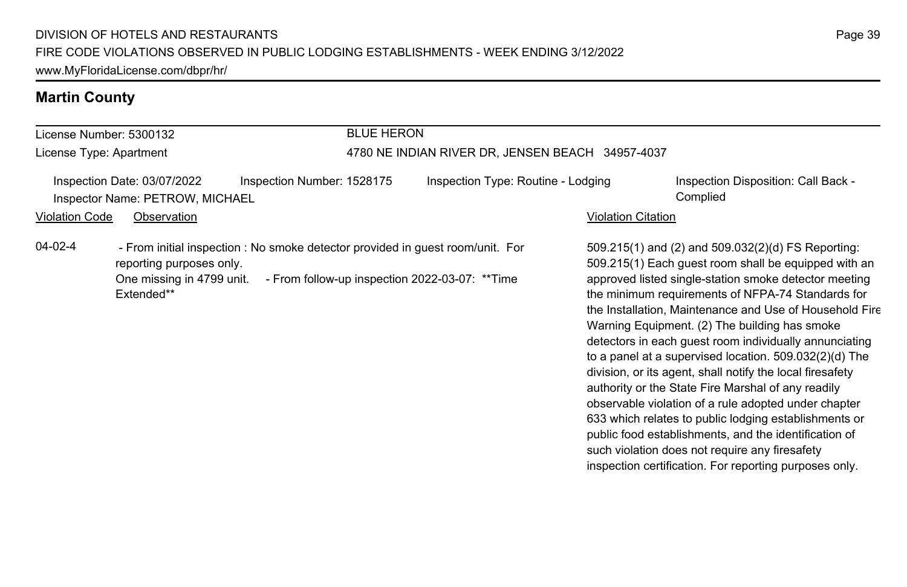## Martin County

License Number: 5300132
License Type: Apartment

BLUE HERON
4780 NE INDIAN RIVER DR, JENSEN BEACH 34957-4037

Inspection Date: 03/07/2022 | Inspection Number: 1528175 | Inspection Type: Routine - Lodging | Inspection Disposition: Call Back - Complied
Inspector Name: PETROW, MICHAEL

| Violation Code | Observation | Violation Citation |
|---|---|---|
| 04-02-4 | - From initial inspection : No smoke detector provided in guest room/unit. For reporting purposes only. One missing in 4799 unit. - From follow-up inspection 2022-03-07: **Time Extended** | 509.215(1) and (2) and 509.032(2)(d) FS Reporting: 509.215(1) Each guest room shall be equipped with an approved listed single-station smoke detector meeting the minimum requirements of NFPA-74 Standards for the Installation, Maintenance and Use of Household Fire Warning Equipment. (2) The building has smoke detectors in each guest room individually annunciating to a panel at a supervised location. 509.032(2)(d) The division, or its agent, shall notify the local firesafety authority or the State Fire Marshal of any readily observable violation of a rule adopted under chapter 633 which relates to public lodging establishments or public food establishments, and the identification of such violation does not require any firesafety inspection certification. For reporting purposes only. |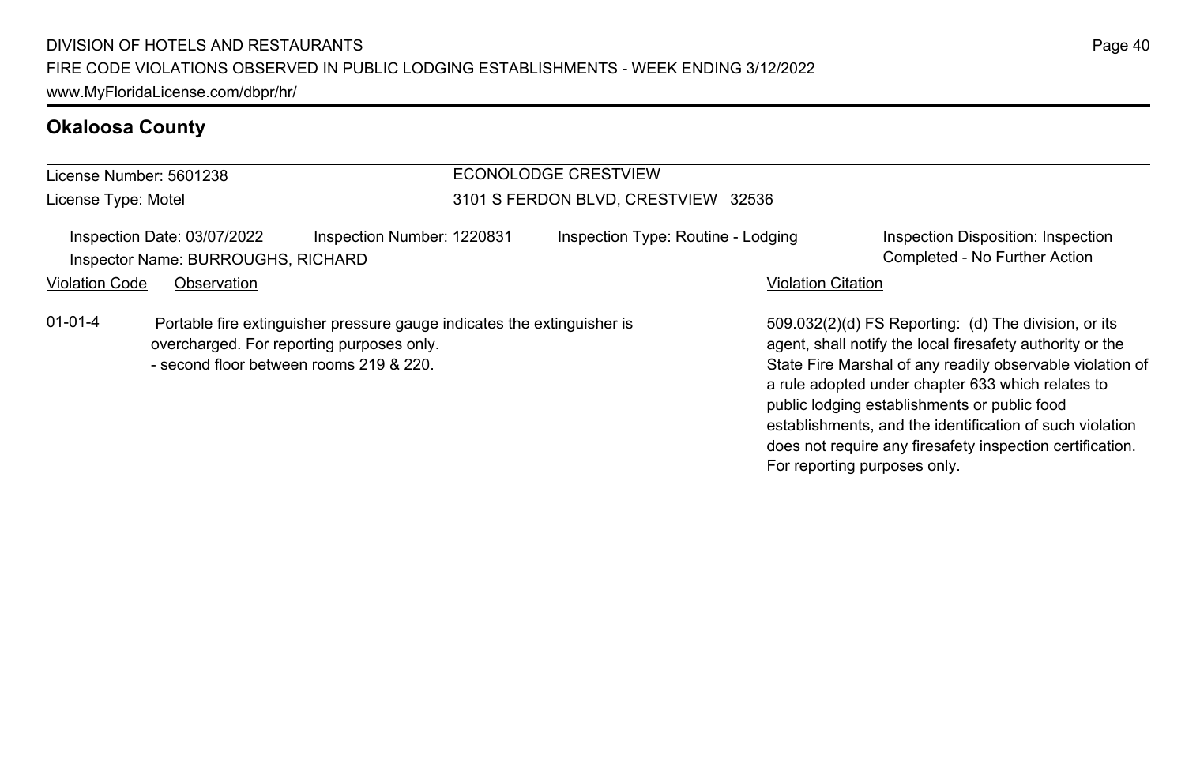## Okaloosa County

License Number: 5601238
License Type: Motel

ECONOLODGE CRESTVIEW
3101 S FERDON BLVD, CRESTVIEW 32536

Inspection Date: 03/07/2022
Inspection Number: 1220831
Inspection Type: Routine - Lodging
Inspection Disposition: Inspection Completed - No Further Action
Inspector Name: BURROUGHS, RICHARD

| Violation Code | Observation | Violation Citation |
|---|---|---|
| 01-01-4 | Portable fire extinguisher pressure gauge indicates the extinguisher is overcharged. For reporting purposes only.<br>- second floor between rooms 219 & 220. | 509.032(2)(d) FS Reporting: (d) The division, or its agent, shall notify the local firesafety authority or the State Fire Marshal of any readily observable violation of a rule adopted under chapter 633 which relates to public lodging establishments or public food establishments, and the identification of such violation does not require any firesafety inspection certification. For reporting purposes only. |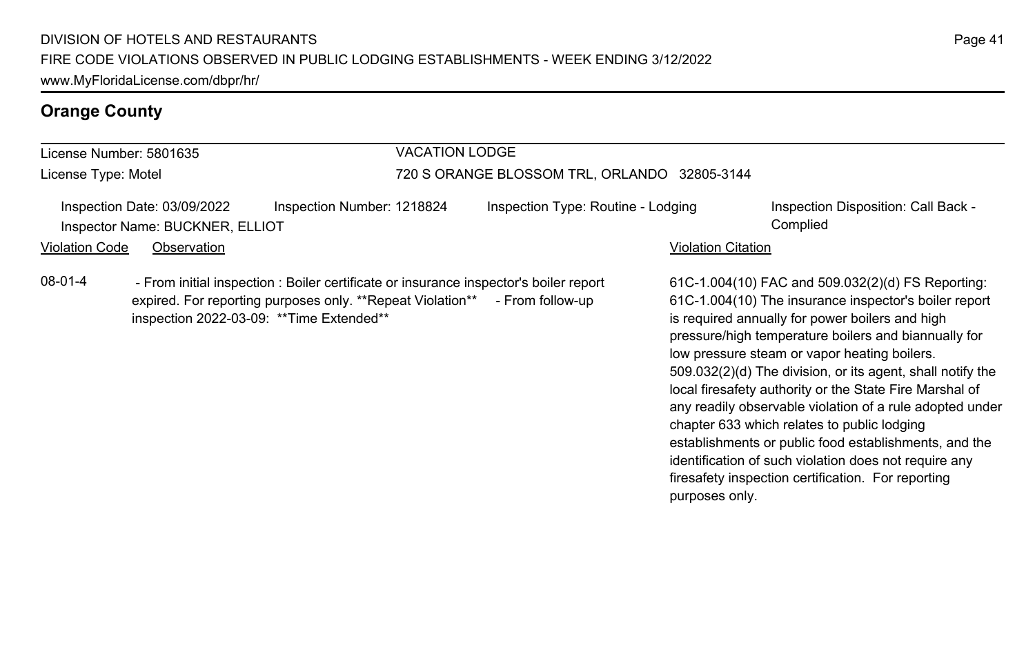## Orange County

License Number: 5801635
License Type: Motel

VACATION LODGE
720 S ORANGE BLOSSOM TRL, ORLANDO 32805-3144

Inspection Date: 03/09/2022
Inspector Name: BUCKNER, ELLIOT
Inspection Number: 1218824
Inspection Type: Routine - Lodging
Inspection Disposition: Call Back - Complied

| Violation Code | Observation | Violation Citation |
|---|---|---|
| 08-01-4 | - From initial inspection : Boiler certificate or insurance inspector's boiler report expired. For reporting purposes only. **Repeat Violation** - From follow-up inspection 2022-03-09: **Time Extended** | 61C-1.004(10) FAC and 509.032(2)(d) FS Reporting: 61C-1.004(10) The insurance inspector's boiler report is required annually for power boilers and high pressure/high temperature boilers and biannually for low pressure steam or vapor heating boilers. 509.032(2)(d) The division, or its agent, shall notify the local firesafety authority or the State Fire Marshal of any readily observable violation of a rule adopted under chapter 633 which relates to public lodging establishments or public food establishments, and the identification of such violation does not require any firesafety inspection certification. For reporting purposes only. |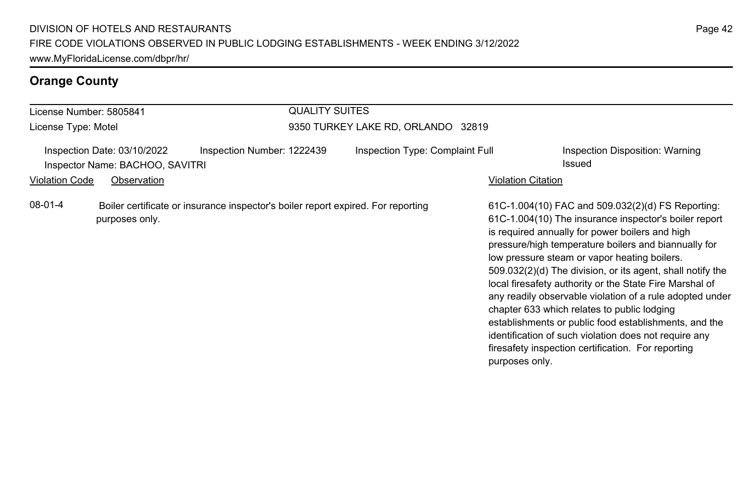## Orange County

License Number: 5805841
License Type: Motel

QUALITY SUITES
9350 TURKEY LAKE RD, ORLANDO 32819

Inspection Date: 03/10/2022 | Inspection Number: 1222439 | Inspection Type: Complaint Full | Inspection Disposition: Warning Issued

Inspector Name: BACHOO, SAVITRI

| Violation Code | Observation | Violation Citation |
|---|---|---|
| 08-01-4 | Boiler certificate or insurance inspector's boiler report expired. For reporting purposes only. | 61C-1.004(10) FAC and 509.032(2)(d) FS Reporting: 61C-1.004(10) The insurance inspector's boiler report is required annually for power boilers and high pressure/high temperature boilers and biannually for low pressure steam or vapor heating boilers. 509.032(2)(d) The division, or its agent, shall notify the local firesafety authority or the State Fire Marshal of any readily observable violation of a rule adopted under chapter 633 which relates to public lodging establishments or public food establishments, and the identification of such violation does not require any firesafety inspection certification. For reporting purposes only. |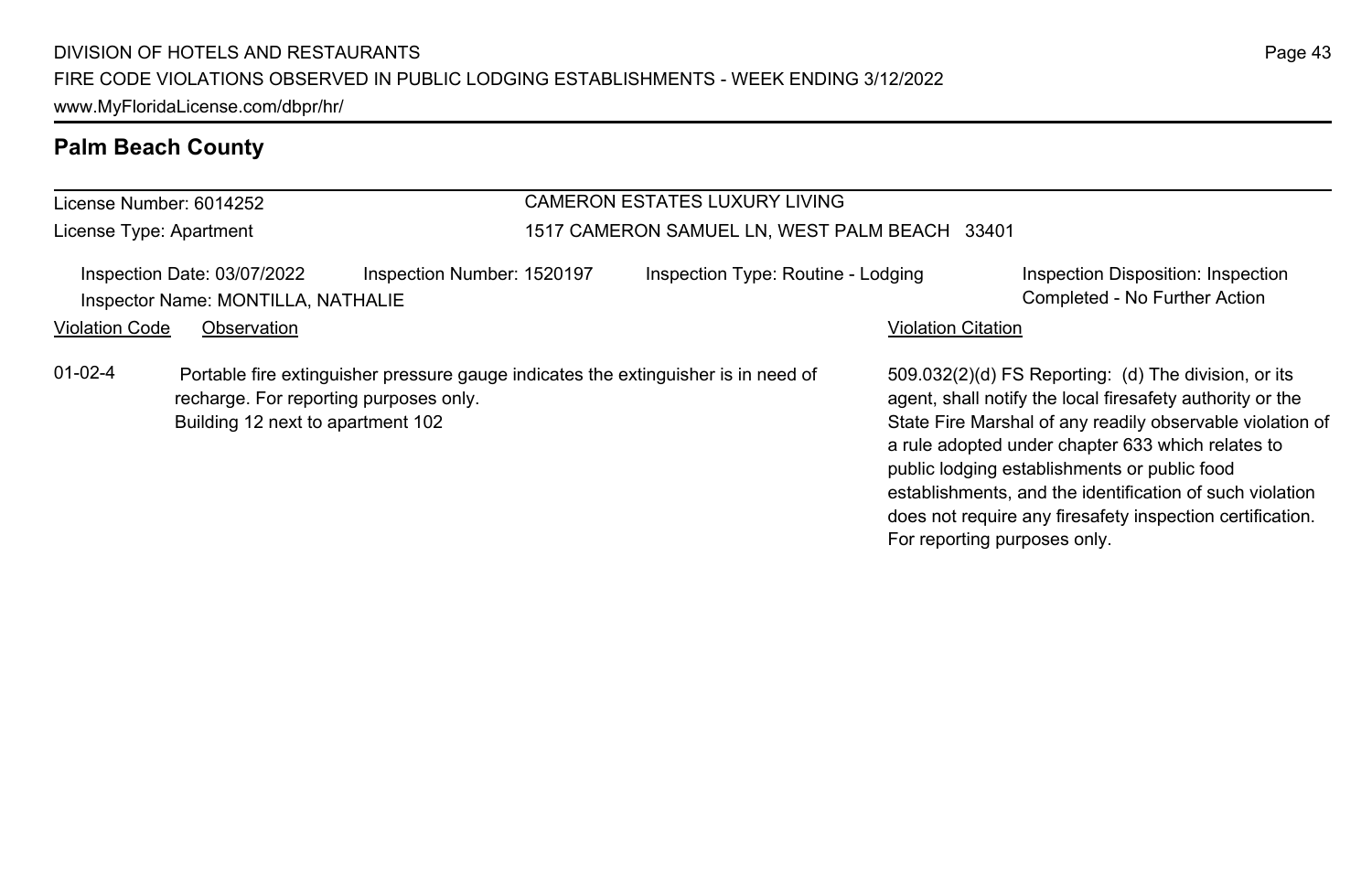## Palm Beach County

License Number: 6014252
License Type: Apartment

CAMERON ESTATES LUXURY LIVING
1517 CAMERON SAMUEL LN, WEST PALM BEACH 33401

Inspection Date: 03/07/2022
Inspector Name: MONTILLA, NATHALIE
Inspection Number: 1520197
Inspection Type: Routine - Lodging
Inspection Disposition: Inspection Completed - No Further Action

| Violation Code | Observation | Violation Citation |
| --- | --- | --- |
| 01-02-4 | Portable fire extinguisher pressure gauge indicates the extinguisher is in need of recharge. For reporting purposes only. Building 12 next to apartment 102 | 509.032(2)(d) FS Reporting: (d) The division, or its agent, shall notify the local firesafety authority or the State Fire Marshal of any readily observable violation of a rule adopted under chapter 633 which relates to public lodging establishments or public food establishments, and the identification of such violation does not require any firesafety inspection certification. For reporting purposes only. |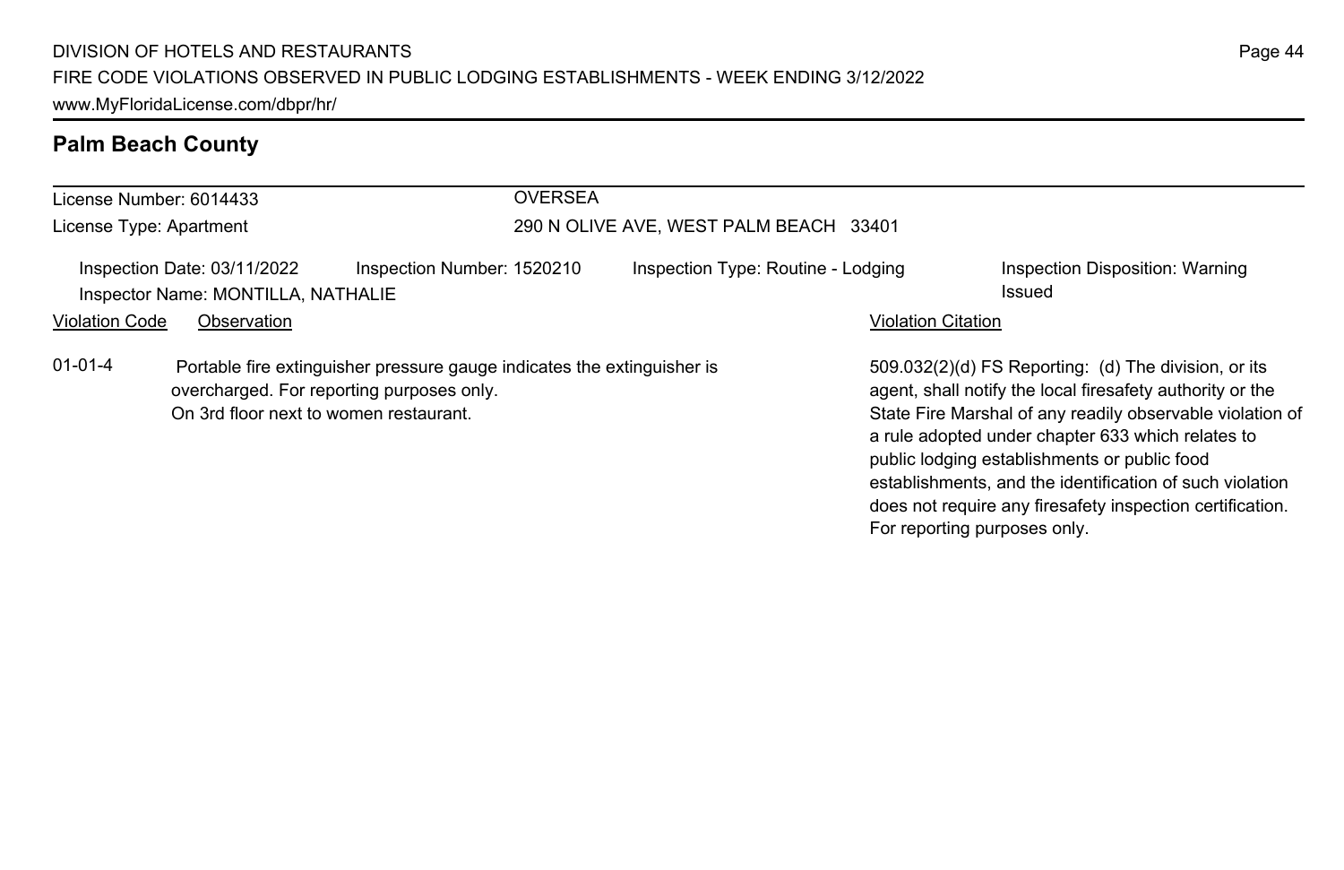## Palm Beach County

**License Number:** 6014433
**License Type:** Apartment

**OVERSEA**
290 N OLIVE AVE, WEST PALM BEACH 33401

**Inspection Date:** 03/11/2022 **Inspection Number:** 1520210 **Inspection Type:** Routine - Lodging **Inspection Disposition:** Warning Issued
**Inspector Name:** MONTILLA, NATHALIE

| Violation Code | Observation | Violation Citation |
| --- | --- | --- |
| 01-01-4 | Portable fire extinguisher pressure gauge indicates the extinguisher is overcharged. For reporting purposes only. On 3rd floor next to women restaurant. | 509.032(2)(d) FS Reporting: (d) The division, or its agent, shall notify the local firesafety authority or the State Fire Marshal of any readily observable violation of a rule adopted under chapter 633 which relates to public lodging establishments or public food establishments, and the identification of such violation does not require any firesafety inspection certification. For reporting purposes only. |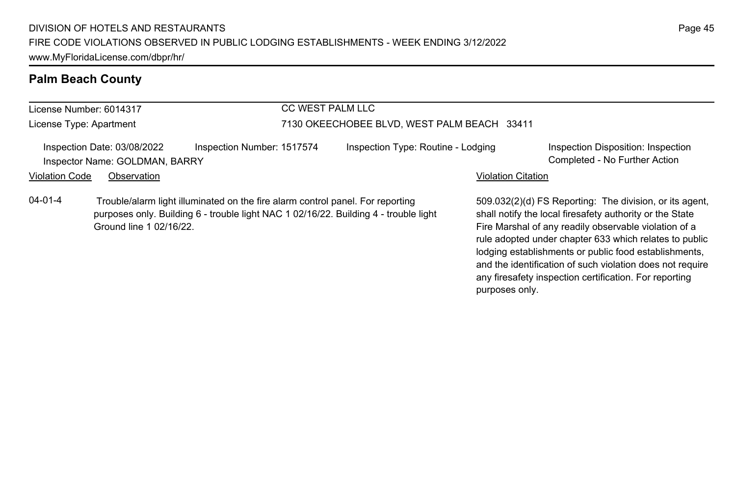## Palm Beach County

License Number: 6014317

License Type: Apartment

CC WEST PALM LLC

7130 OKEECHOBEE BLVD, WEST PALM BEACH 33411

Inspection Date: 03/08/2022 | Inspection Number: 1517574 | Inspection Type: Routine - Lodging | Inspection Disposition: Inspection Completed - No Further Action

Inspector Name: GOLDMAN, BARRY

| Violation Code | Observation | Violation Citation |
|---|---|---|
| 04-01-4 | Trouble/alarm light illuminated on the fire alarm control panel. For reporting purposes only. Building 6 - trouble light NAC 1 02/16/22. Building 4 - trouble light Ground line 1 02/16/22. | 509.032(2)(d) FS Reporting: The division, or its agent, shall notify the local firesafety authority or the State Fire Marshal of any readily observable violation of a rule adopted under chapter 633 which relates to public lodging establishments or public food establishments, and the identification of such violation does not require any firesafety inspection certification. For reporting purposes only. |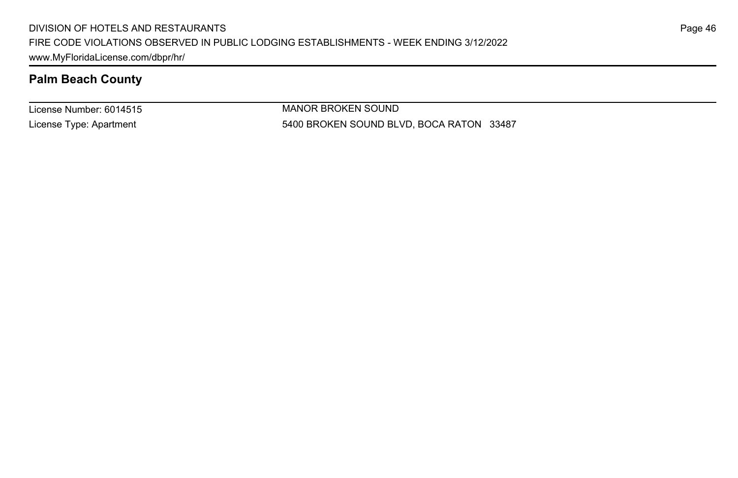## Palm Beach County

| License Number: 6014515 | MANOR BROKEN SOUND |
|---|---|
| License Type: Apartment | 5400 BROKEN SOUND BLVD, BOCA RATON 33487 |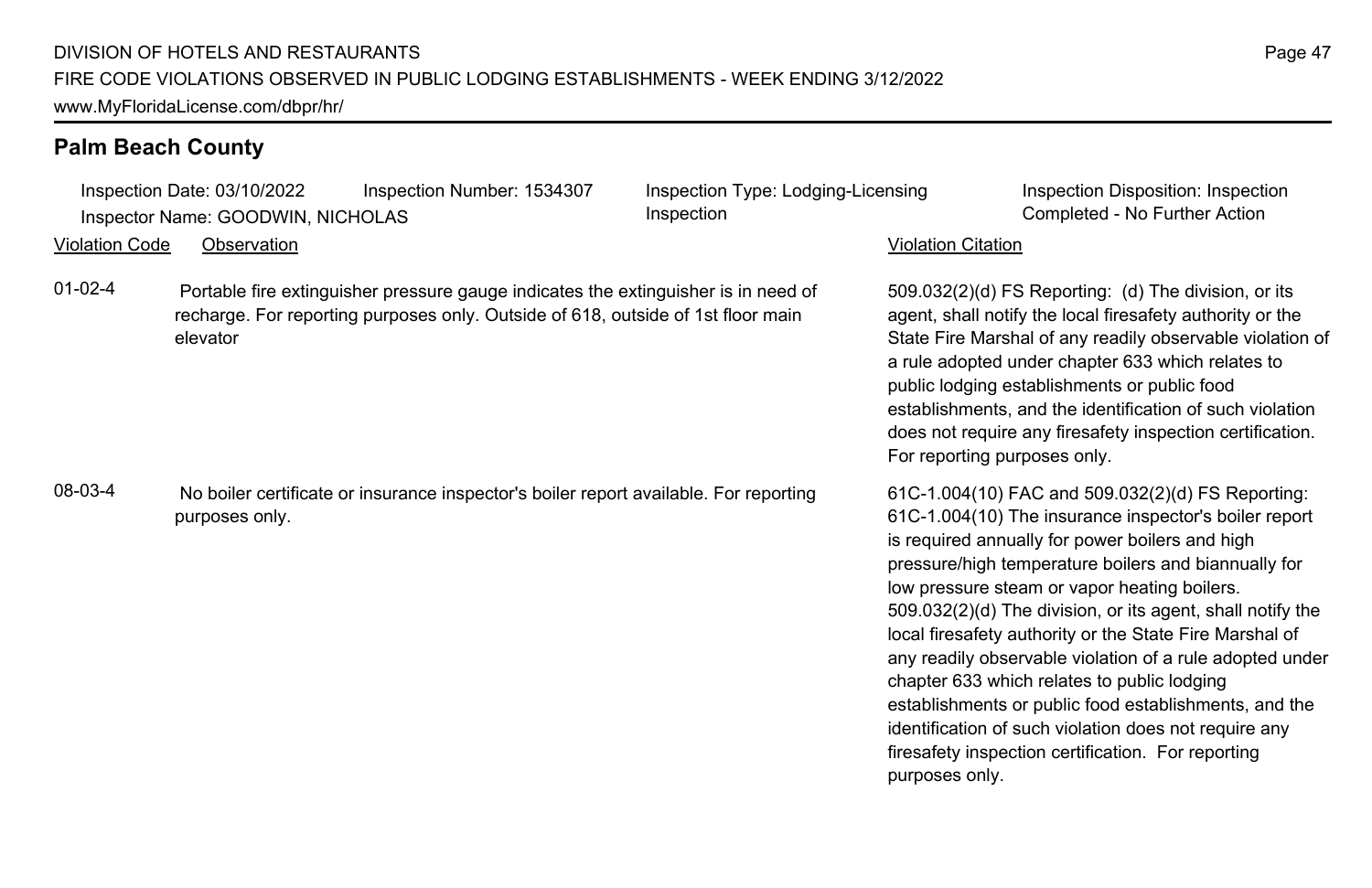## Palm Beach County

Inspection Date: 03/10/2022 Inspection Number: 1534307 Inspection Type: Lodging-Licensing Inspection Inspection Disposition: Inspection Completed - No Further Action
Inspector Name: GOODWIN, NICHOLAS

| Violation Code | Observation | Violation Citation |
| --- | --- | --- |
| 01-02-4 | Portable fire extinguisher pressure gauge indicates the extinguisher is in need of recharge. For reporting purposes only. Outside of 618, outside of 1st floor main elevator | 509.032(2)(d) FS Reporting: (d) The division, or its agent, shall notify the local firesafety authority or the State Fire Marshal of any readily observable violation of a rule adopted under chapter 633 which relates to public lodging establishments or public food establishments, and the identification of such violation does not require any firesafety inspection certification. For reporting purposes only. |
| 08-03-4 | No boiler certificate or insurance inspector's boiler report available. For reporting purposes only. | 61C-1.004(10) FAC and 509.032(2)(d) FS Reporting: 61C-1.004(10) The insurance inspector's boiler report is required annually for power boilers and high pressure/high temperature boilers and biannually for low pressure steam or vapor heating boilers. 509.032(2)(d) The division, or its agent, shall notify the local firesafety authority or the State Fire Marshal of any readily observable violation of a rule adopted under chapter 633 which relates to public lodging establishments or public food establishments, and the identification of such violation does not require any firesafety inspection certification. For reporting purposes only. |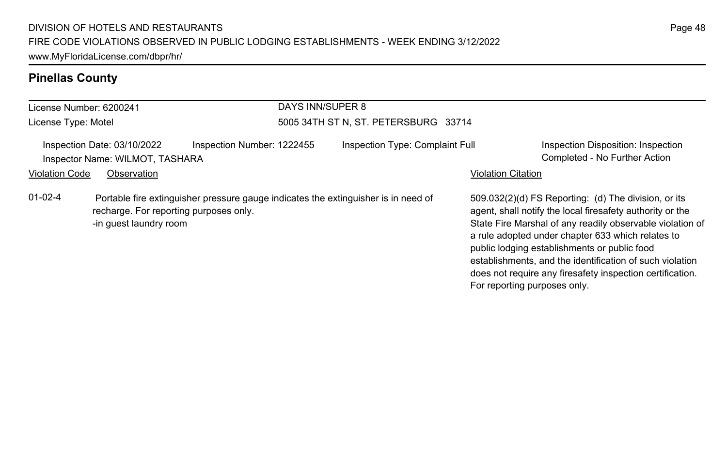## Pinellas County

License Number: 6200241
License Type: Motel

DAYS INN/SUPER 8
5005 34TH ST N, ST. PETERSBURG 33714

Inspection Date: 03/10/2022
Inspection Number: 1222455
Inspection Type: Complaint Full
Inspection Disposition: Inspection Completed - No Further Action
Inspector Name: WILMOT, TASHARA

| Violation Code | Observation | Violation Citation |
|---|---|---|
| 01-02-4 | Portable fire extinguisher pressure gauge indicates the extinguisher is in need of recharge. For reporting purposes only. -in guest laundry room | 509.032(2)(d) FS Reporting: (d) The division, or its agent, shall notify the local firesafety authority or the State Fire Marshal of any readily observable violation of a rule adopted under chapter 633 which relates to public lodging establishments or public food establishments, and the identification of such violation does not require any firesafety inspection certification. For reporting purposes only. |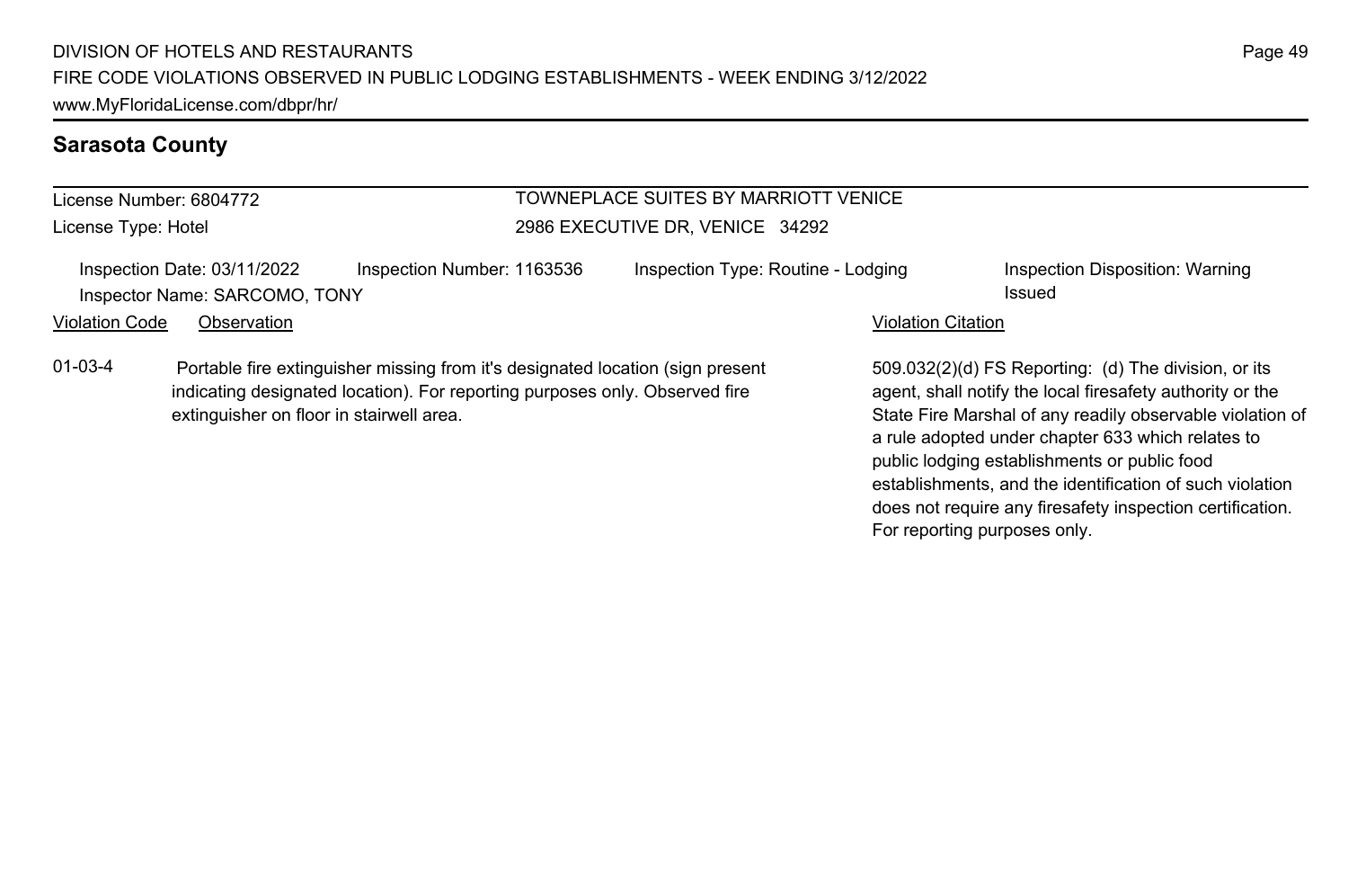## Sarasota County

License Number: 6804772

License Type: Hotel

TOWNEPLACE SUITES BY MARRIOTT VENICE

2986 EXECUTIVE DR, VENICE 34292

Inspection Date: 03/11/2022 | Inspection Number: 1163536 | Inspection Type: Routine - Lodging | Inspection Disposition: Warning Issued

Inspector Name: SARCOMO, TONY

| Violation Code | Observation | Violation Citation |
|---|---|---|
| 01-03-4 | Portable fire extinguisher missing from it's designated location (sign present indicating designated location). For reporting purposes only. Observed fire extinguisher on floor in stairwell area. | 509.032(2)(d) FS Reporting: (d) The division, or its agent, shall notify the local firesafety authority or the State Fire Marshal of any readily observable violation of a rule adopted under chapter 633 which relates to public lodging establishments or public food establishments, and the identification of such violation does not require any firesafety inspection certification. For reporting purposes only. |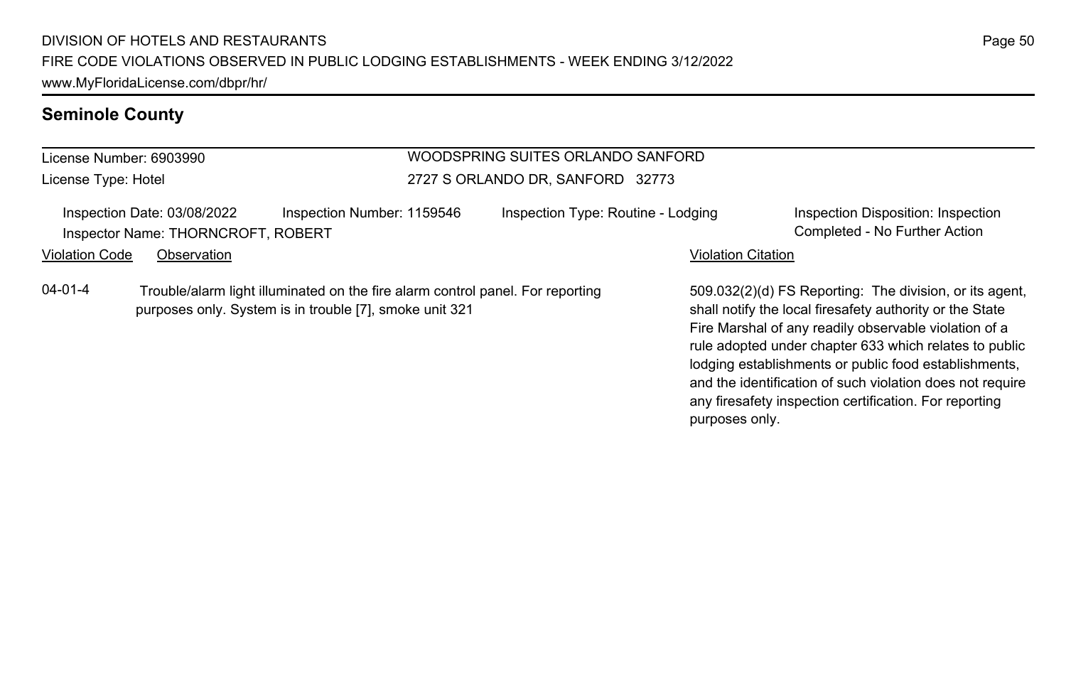## Seminole County

License Number: 6903990
License Type: Hotel

WOODSPRING SUITES ORLANDO SANFORD
2727 S ORLANDO DR, SANFORD 32773

Inspection Date: 03/08/2022
Inspector Name: THORNCROFT, ROBERT
Inspection Number: 1159546
Inspection Type: Routine - Lodging
Inspection Disposition: Inspection Completed - No Further Action

| Violation Code | Observation | Violation Citation |
|---|---|---|
| 04-01-4 | Trouble/alarm light illuminated on the fire alarm control panel. For reporting purposes only. System is in trouble [7], smoke unit 321 | 509.032(2)(d) FS Reporting: The division, or its agent, shall notify the local firesafety authority or the State Fire Marshal of any readily observable violation of a rule adopted under chapter 633 which relates to public lodging establishments or public food establishments, and the identification of such violation does not require any firesafety inspection certification. For reporting purposes only. |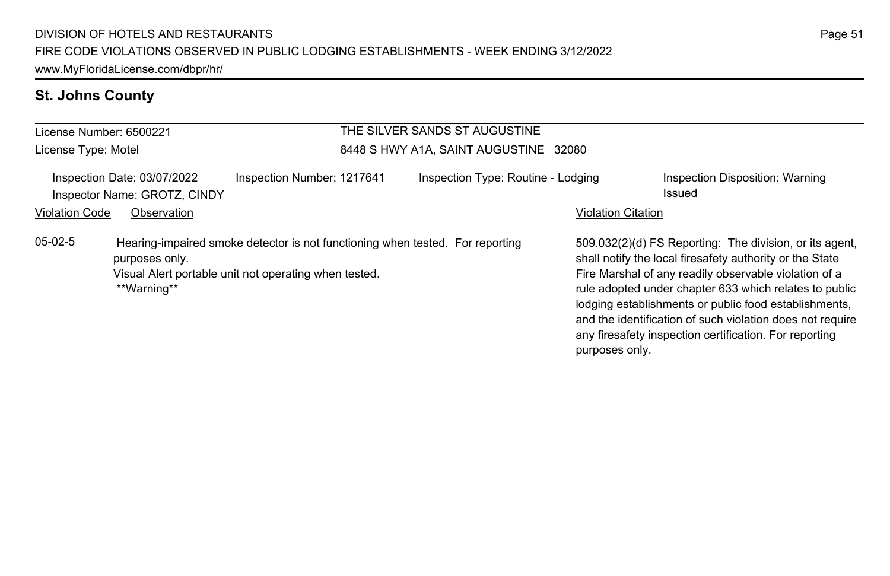## St. Johns County

| License Number: 6500221 | THE SILVER SANDS ST AUGUSTINE |
|---|---|
| License Type: Motel | 8448 S HWY A1A, SAINT AUGUSTINE 32080 |

Inspection Date: 03/07/2022 | Inspection Number: 1217641 | Inspection Type: Routine - Lodging | Inspection Disposition: Warning Issued

Inspector Name: GROTZ, CINDY

| Violation Code | Observation | Violation Citation |
|---|---|---|
| 05-02-5 | Hearing-impaired smoke detector is not functioning when tested. For reporting purposes only. Visual Alert portable unit not operating when tested. **Warning** | 509.032(2)(d) FS Reporting: The division, or its agent, shall notify the local firesafety authority or the State Fire Marshal of any readily observable violation of a rule adopted under chapter 633 which relates to public lodging establishments or public food establishments, and the identification of such violation does not require any firesafety inspection certification. For reporting purposes only. |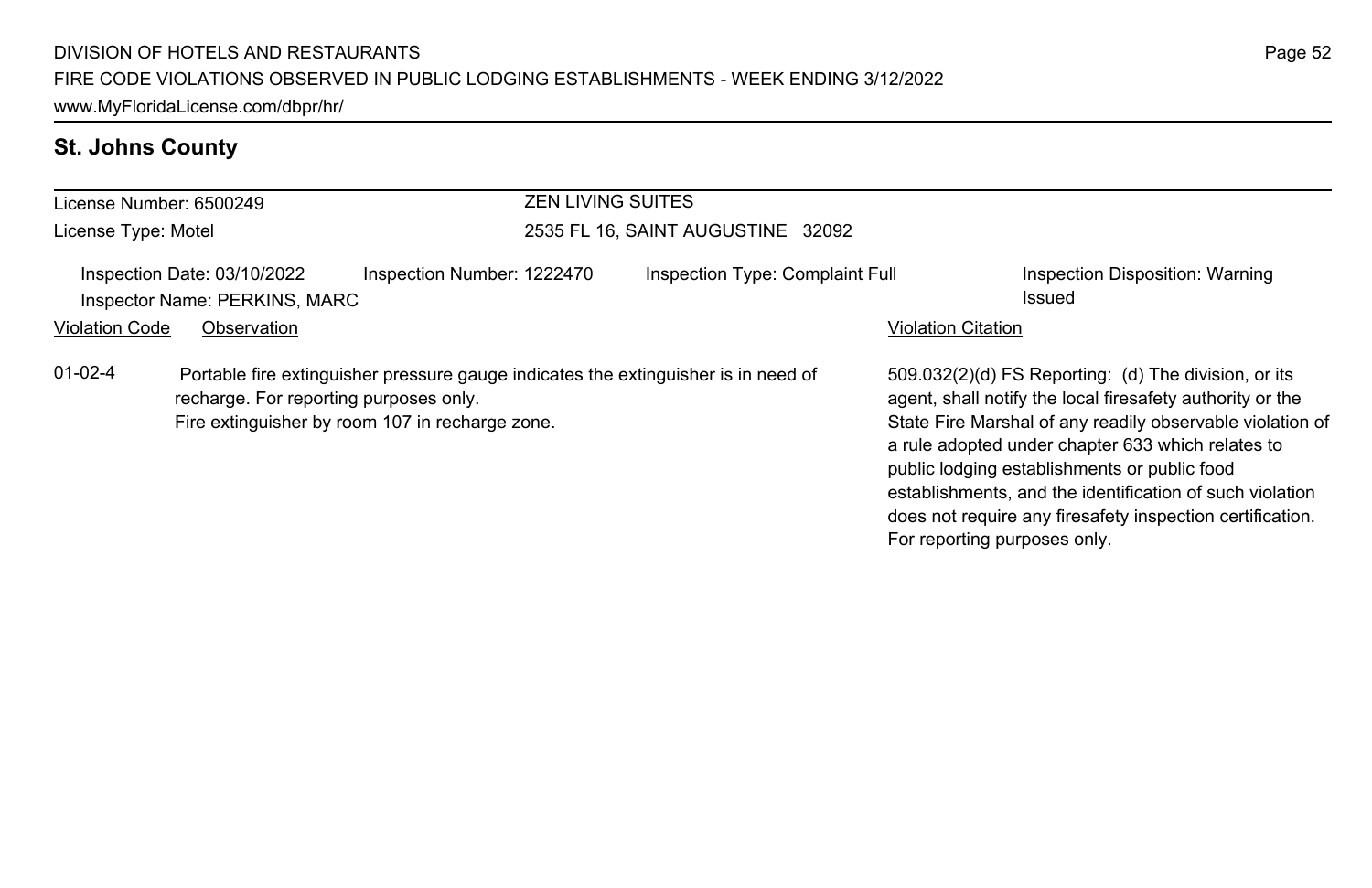## St. Johns County

License Number: 6500249
License Type: Motel

ZEN LIVING SUITES
2535 FL 16, SAINT AUGUSTINE 32092

Inspection Date: 03/10/2022
Inspector Name: PERKINS, MARC
Inspection Number: 1222470
Inspection Type: Complaint Full
Inspection Disposition: Warning Issued

| Violation Code | Observation | Violation Citation |
| --- | --- | --- |
| 01-02-4 | Portable fire extinguisher pressure gauge indicates the extinguisher is in need of recharge. For reporting purposes only.<br>Fire extinguisher by room 107 in recharge zone. | 509.032(2)(d) FS Reporting: (d) The division, or its agent, shall notify the local firesafety authority or the State Fire Marshal of any readily observable violation of a rule adopted under chapter 633 which relates to public lodging establishments or public food establishments, and the identification of such violation does not require any firesafety inspection certification. For reporting purposes only. |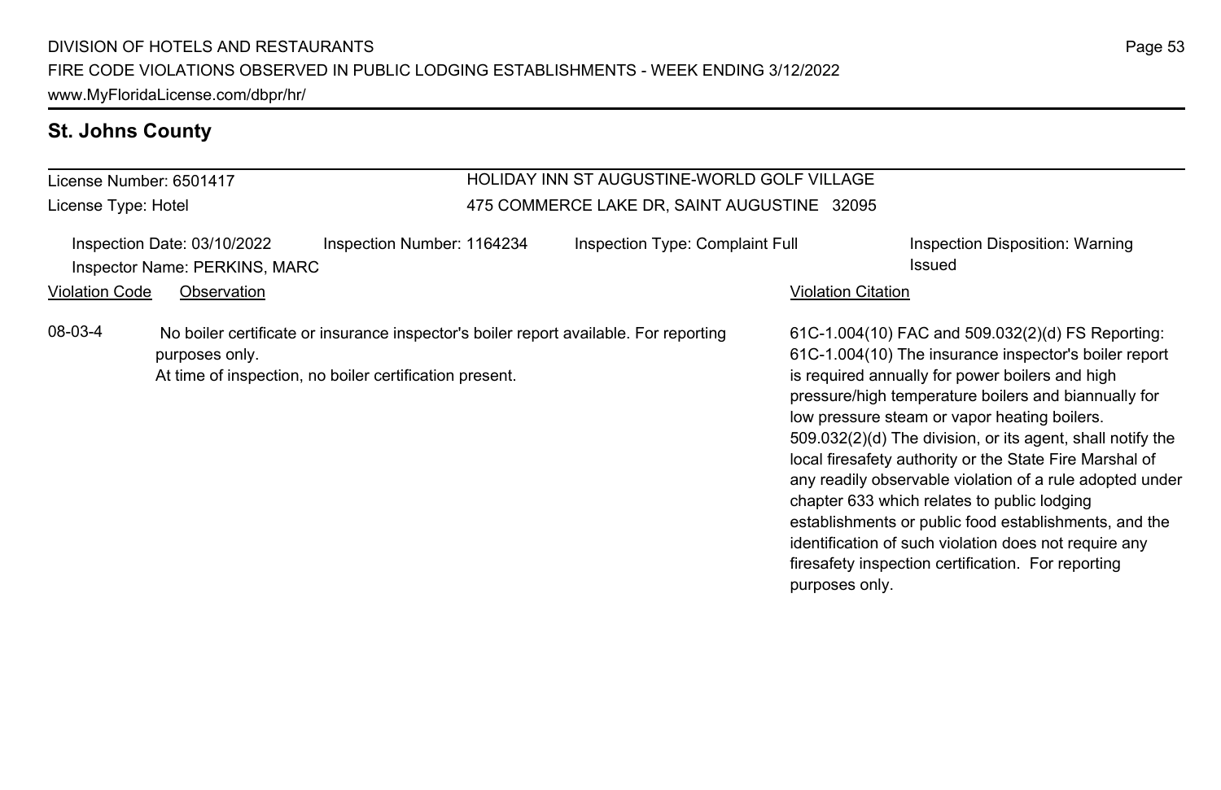## St. Johns County

License Number: 6501417
License Type: Hotel

HOLIDAY INN ST AUGUSTINE-WORLD GOLF VILLAGE
475 COMMERCE LAKE DR, SAINT AUGUSTINE 32095

Inspection Date: 03/10/2022
Inspector Name: PERKINS, MARC
Inspection Number: 1164234
Inspection Type: Complaint Full
Inspection Disposition: Warning Issued

| Violation Code | Observation | Violation Citation |
| --- | --- | --- |
| 08-03-4 | No boiler certificate or insurance inspector's boiler report available. For reporting purposes only. At time of inspection, no boiler certification present. | 61C-1.004(10) FAC and 509.032(2)(d) FS Reporting: 61C-1.004(10) The insurance inspector's boiler report is required annually for power boilers and high pressure/high temperature boilers and biannually for low pressure steam or vapor heating boilers. 509.032(2)(d) The division, or its agent, shall notify the local firesafety authority or the State Fire Marshal of any readily observable violation of a rule adopted under chapter 633 which relates to public lodging establishments or public food establishments, and the identification of such violation does not require any firesafety inspection certification. For reporting purposes only. |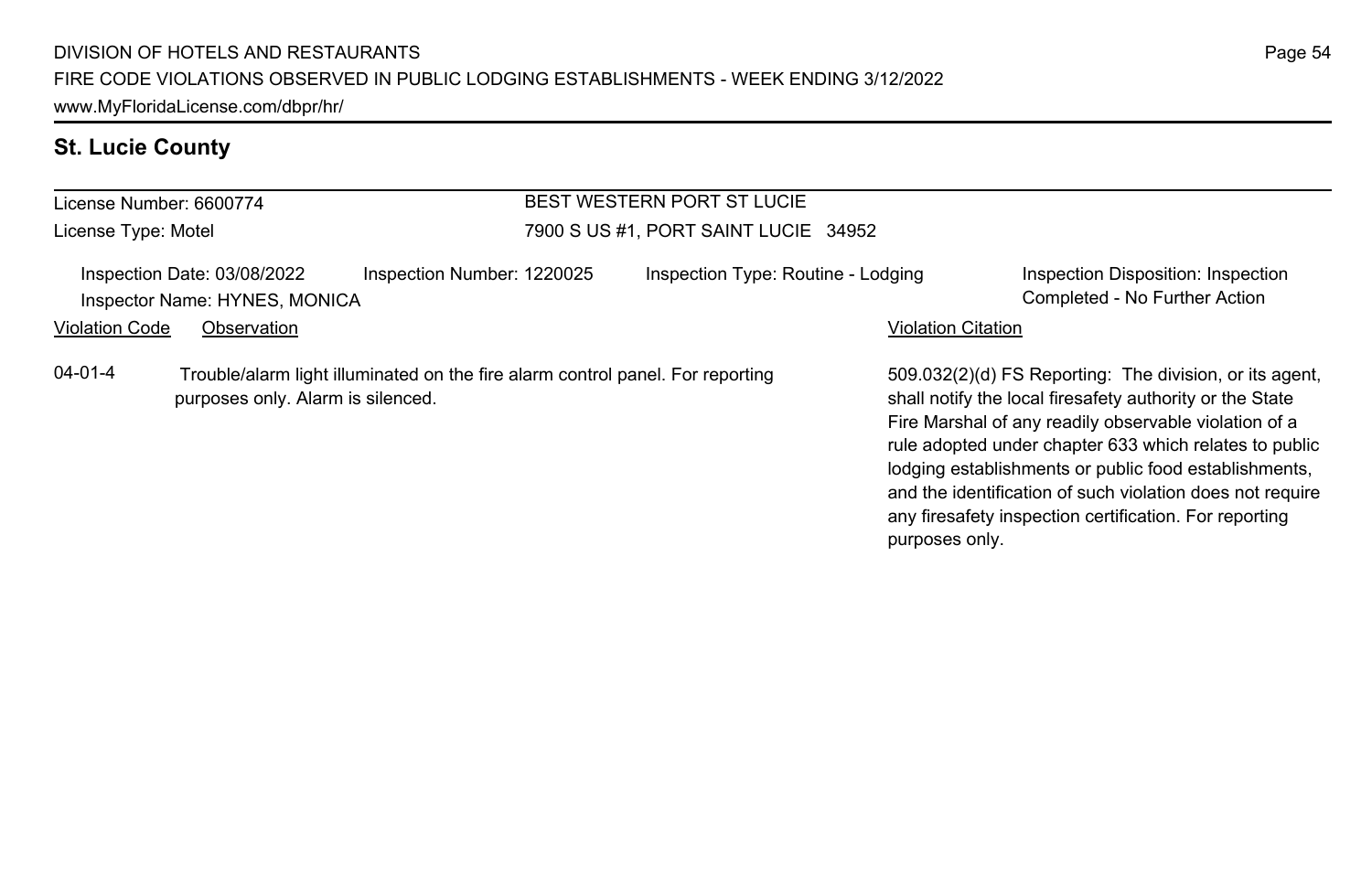## St. Lucie County

License Number: 6600774
License Type: Motel

BEST WESTERN PORT ST LUCIE
7900 S US #1, PORT SAINT LUCIE 34952

Inspection Date: 03/08/2022
Inspection Number: 1220025
Inspection Type: Routine - Lodging
Inspection Disposition: Inspection Completed - No Further Action
Inspector Name: HYNES, MONICA

| Violation Code | Observation | Violation Citation |
|---|---|---|
| 04-01-4 | Trouble/alarm light illuminated on the fire alarm control panel. For reporting purposes only. Alarm is silenced. | 509.032(2)(d) FS Reporting: The division, or its agent, shall notify the local firesafety authority or the State Fire Marshal of any readily observable violation of a rule adopted under chapter 633 which relates to public lodging establishments or public food establishments, and the identification of such violation does not require any firesafety inspection certification. For reporting purposes only. |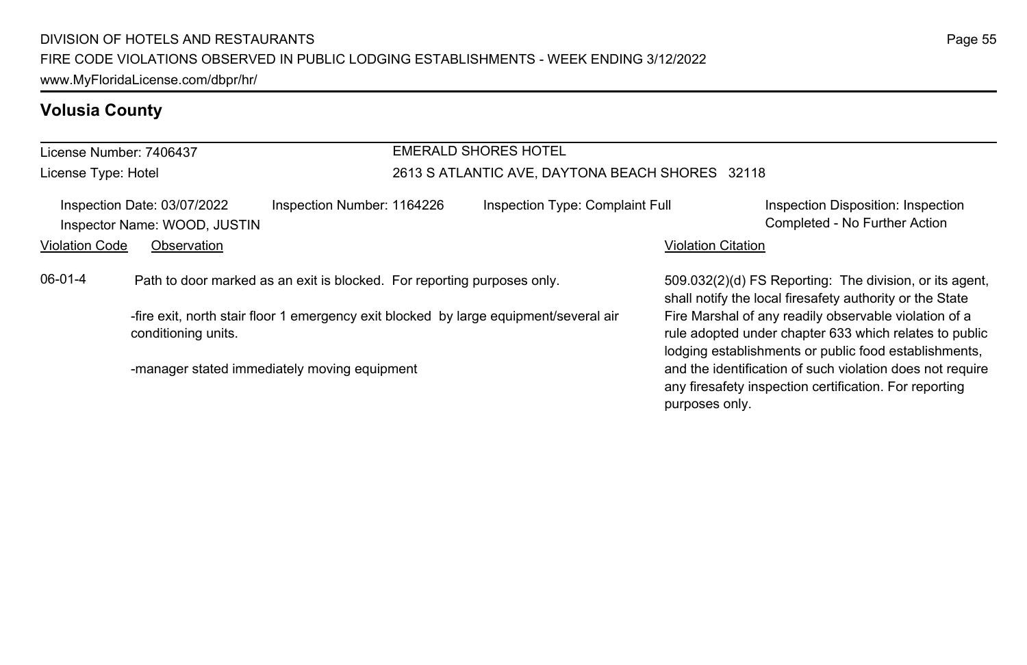## Volusia County

**License Number:** 7406437
**License Type:** Hotel

**EMERALD SHORES HOTEL**
2613 S ATLANTIC AVE, DAYTONA BEACH SHORES 32118

Inspection Date: 03/07/2022 | Inspection Number: 1164226 | Inspection Type: Complaint Full | Inspection Disposition: Inspection Completed - No Further Action
Inspector Name: WOOD, JUSTIN

| Violation Code | Observation | Violation Citation |
|---|---|---|
| 06-01-4 | Path to door marked as an exit is blocked. For reporting purposes only.<br><br>-fire exit, north stair floor 1 emergency exit blocked by large equipment/several air conditioning units.<br><br>-manager stated immediately moving equipment | 509.032(2)(d) FS Reporting: The division, or its agent, shall notify the local firesafety authority or the State Fire Marshal of any readily observable violation of a rule adopted under chapter 633 which relates to public lodging establishments or public food establishments, and the identification of such violation does not require any firesafety inspection certification. For reporting purposes only. |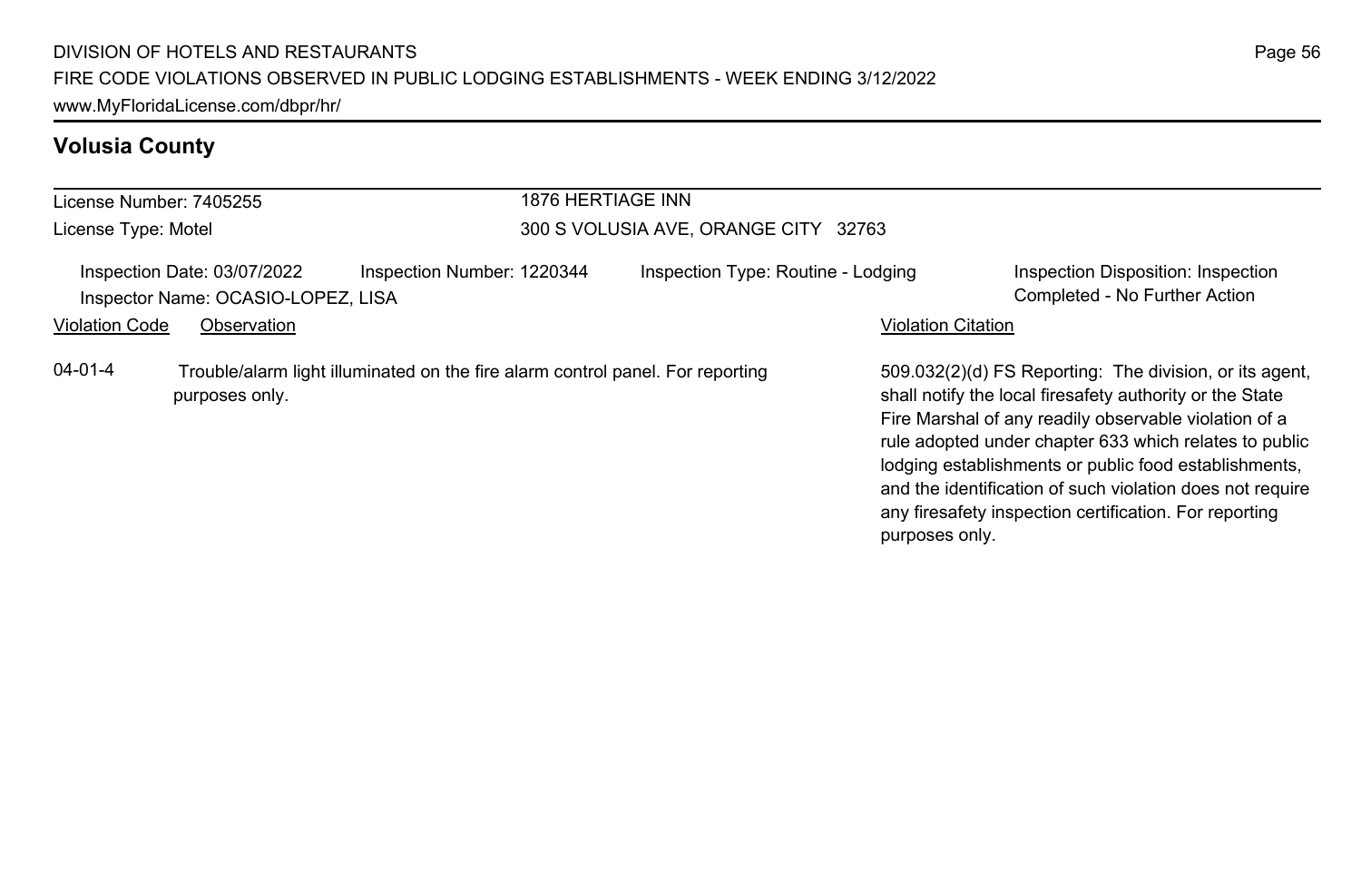## Volusia County

| License Number: 7405255 | 1876 HERTIAGE INN |
|---|---|
| License Type: Motel | 300 S VOLUSIA AVE, ORANGE CITY 32763 |

Inspection Date: 03/07/2022 | Inspection Number: 1220344 | Inspection Type: Routine - Lodging | Inspection Disposition: Inspection Completed - No Further Action

Inspector Name: OCASIO-LOPEZ, LISA

| Violation Code | Observation | Violation Citation |
|---|---|---|
| 04-01-4 | Trouble/alarm light illuminated on the fire alarm control panel. For reporting purposes only. | 509.032(2)(d) FS Reporting: The division, or its agent, shall notify the local firesafety authority or the State Fire Marshal of any readily observable violation of a rule adopted under chapter 633 which relates to public lodging establishments or public food establishments, and the identification of such violation does not require any firesafety inspection certification. For reporting purposes only. |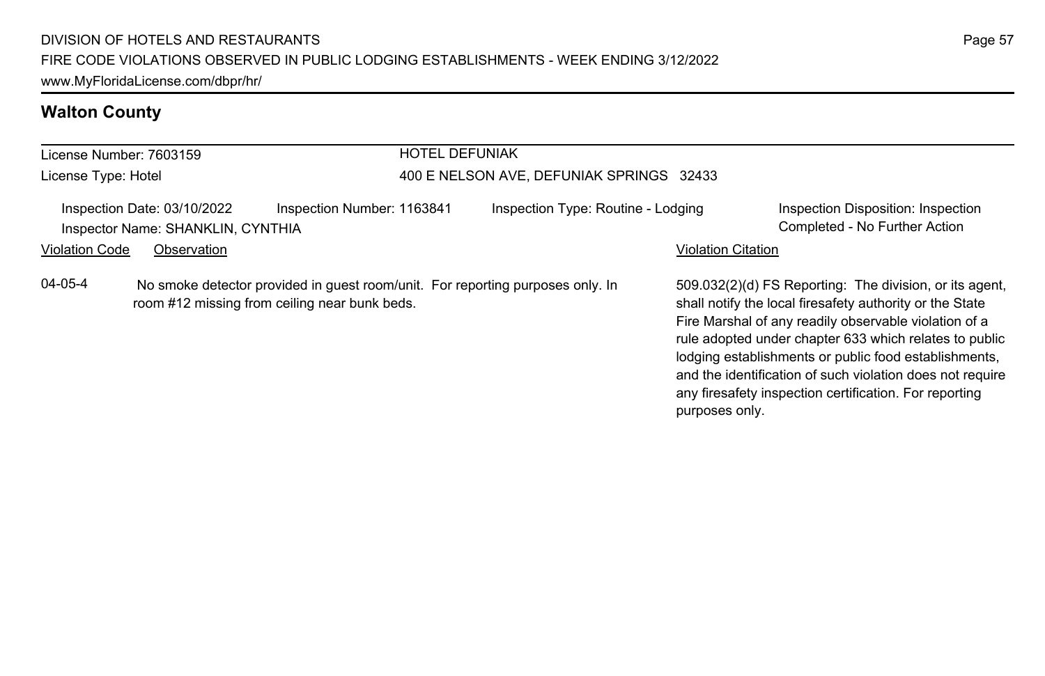## Walton County

License Number: 7603159
License Type: Hotel

HOTEL DEFUNIAK
400 E NELSON AVE, DEFUNIAK SPRINGS 32433

Inspection Date: 03/10/2022
Inspector Name: SHANKLIN, CYNTHIA
Inspection Number: 1163841
Inspection Type: Routine - Lodging
Inspection Disposition: Inspection Completed - No Further Action

| Violation Code | Observation | Violation Citation |
| --- | --- | --- |
| 04-05-4 | No smoke detector provided in guest room/unit. For reporting purposes only. In room #12 missing from ceiling near bunk beds. | 509.032(2)(d) FS Reporting: The division, or its agent, shall notify the local firesafety authority or the State Fire Marshal of any readily observable violation of a rule adopted under chapter 633 which relates to public lodging establishments or public food establishments, and the identification of such violation does not require any firesafety inspection certification. For reporting purposes only. |